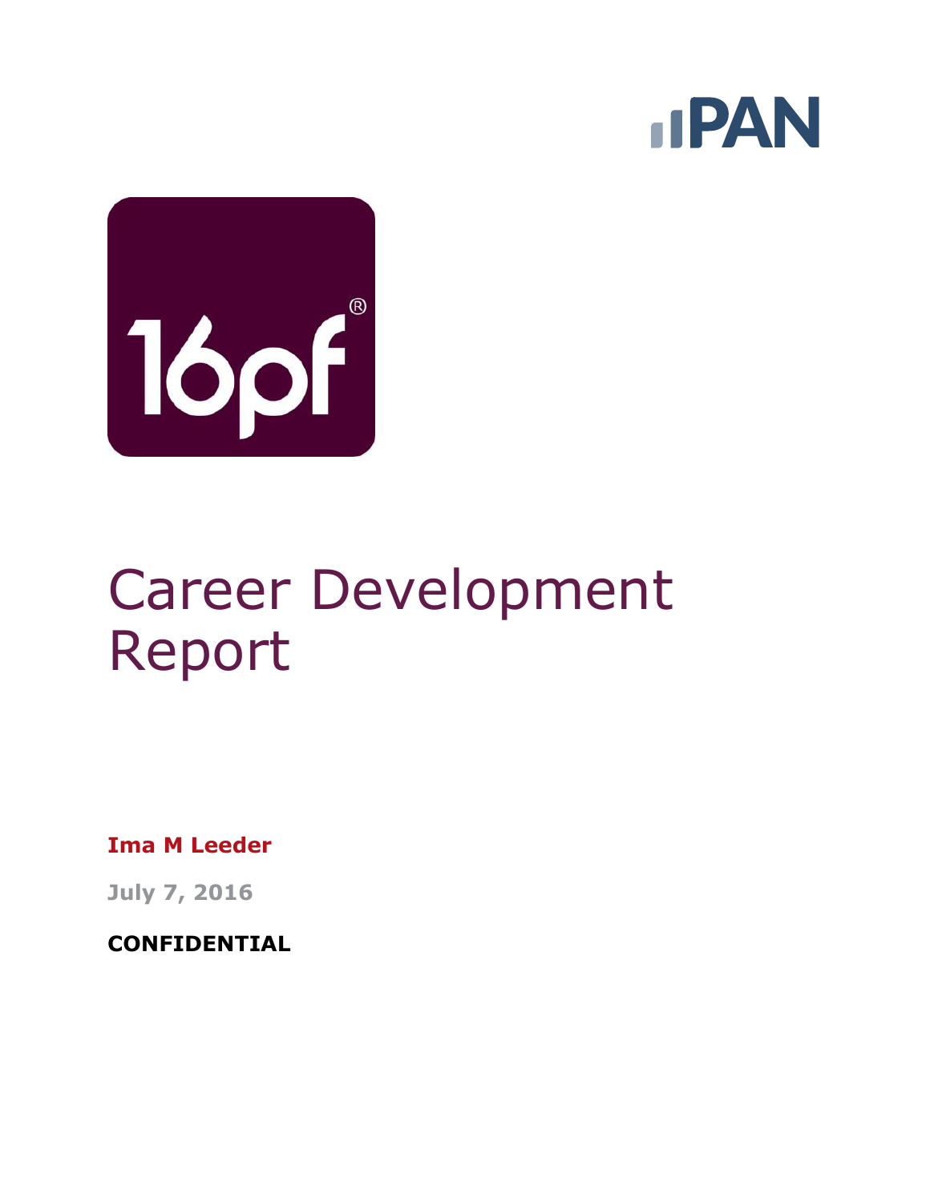# Career Development Report

**Ima M Leeder**

**July 7, 2016**

**CONFIDENTIAL**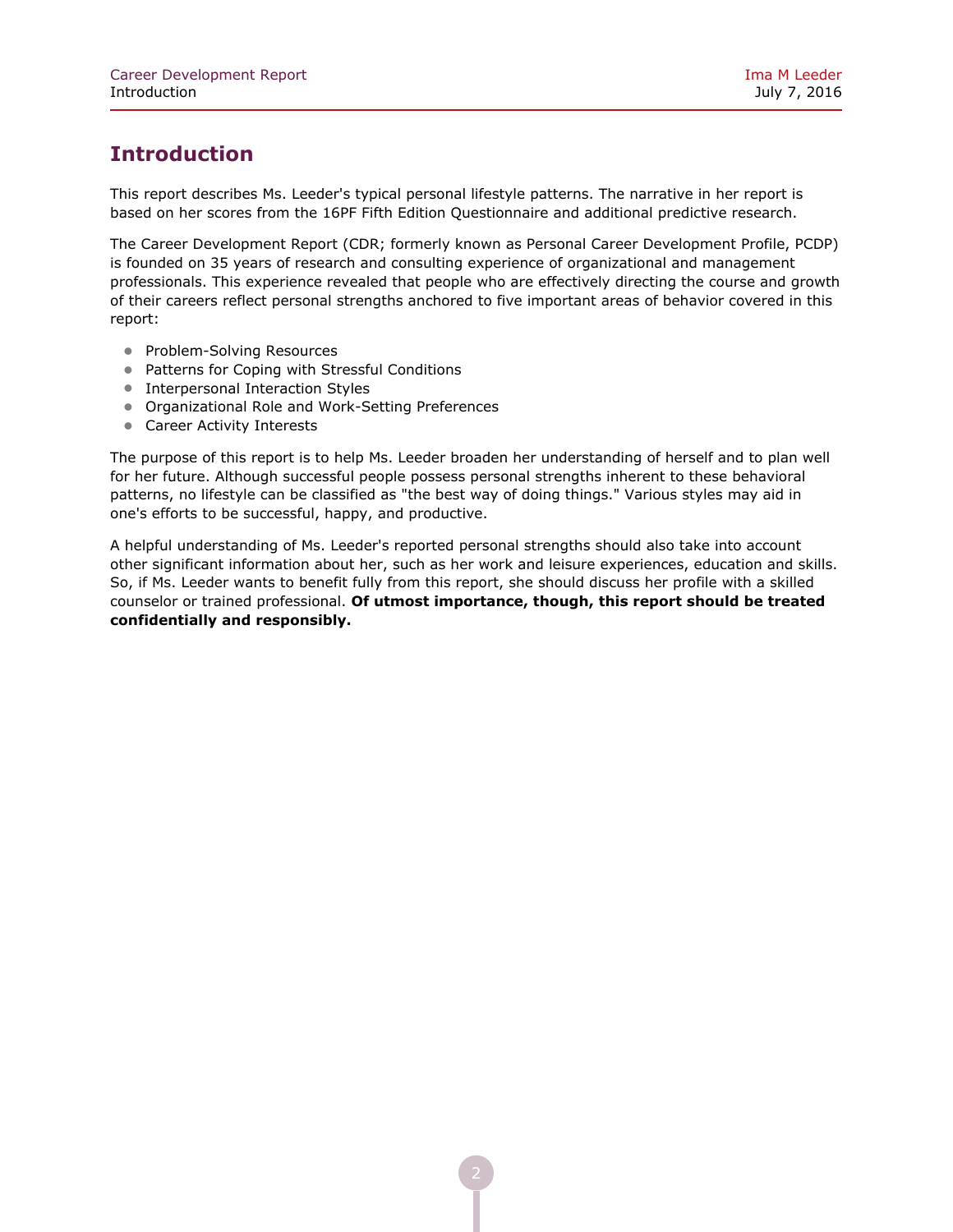# Introduction

This report describes Ms. Leeder's typical personal lifestyle patterns. The narrative in her report is based on her scores from the 16PF Fifth Edition Questionnaire and additional predictive research.

The Career Development Report (CDR; formerly known as Personal Career Development Profile, PCDP) is founded on 35 years of research and consulting experience of organizational and management professionals. This experience revealed that people who are effectively directing the course and growth of their careers reflect personal strengths anchored to five important areas of behavior covered in this report:

- Problem-Solving Resources
- Patterns for Coping with Stressful Conditions
- Interpersonal Interaction Styles
- Organizational Role and Work-Setting Preferences
- Career Activity Interests

The purpose of this report is to help Ms. Leeder broaden her understanding of herself and to plan well for her future. Although successful people possess personal strengths inherent to these behavioral patterns, no lifestyle can be classified as "the best way of doing things." Various styles may aid in one's efforts to be successful, happy, and productive.

A helpful understanding of Ms. Leeder's reported personal strengths should also take into account other significant information about her, such as her work and leisure experiences, education and skills. So, if Ms. Leeder wants to benefit fully from this report, she should discuss her profile with a skilled counselor or trained professional. **Of utmost importance, though, this report should be treated confidentially and responsibly.**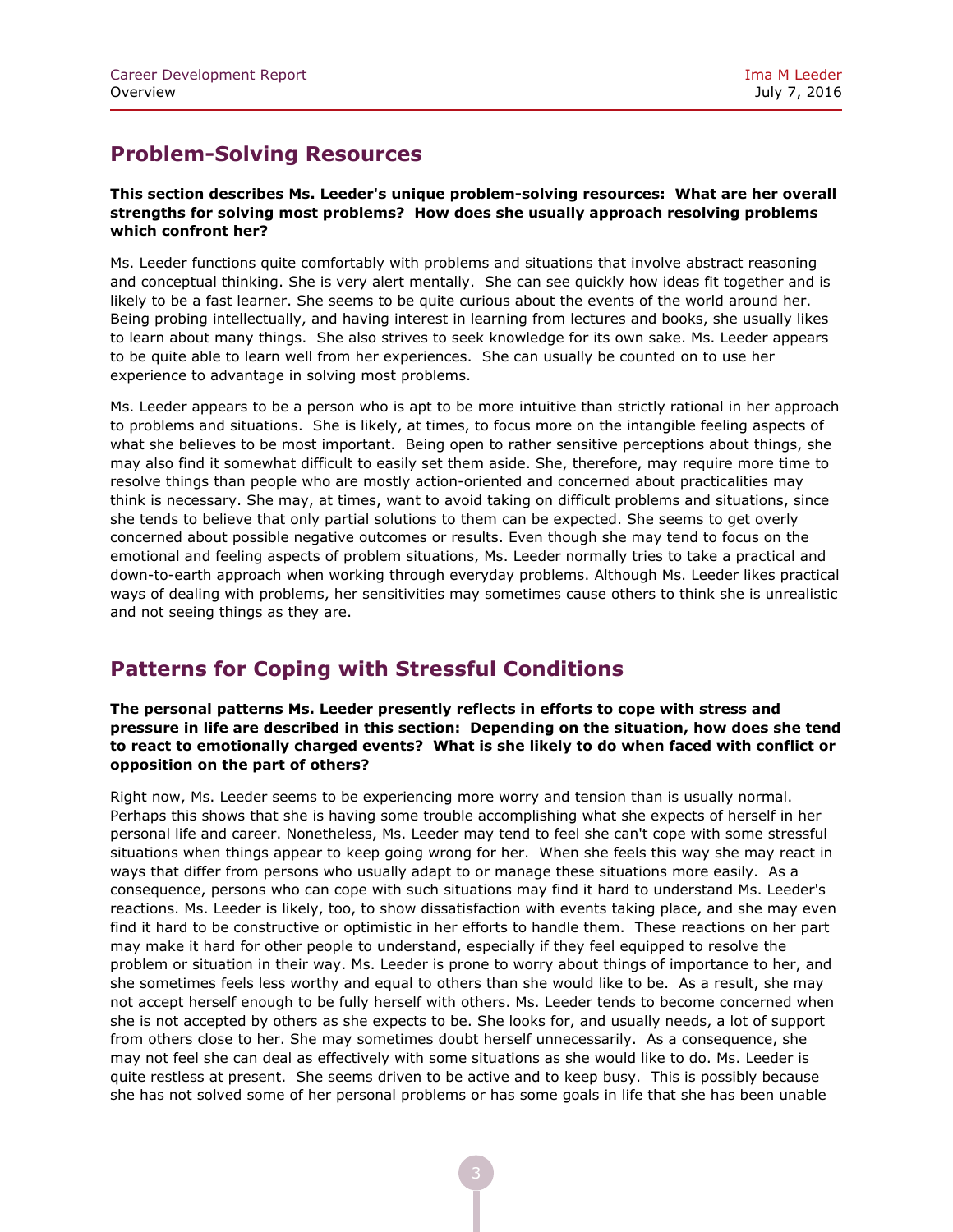## Problem-Solving Resources

**This section describes Ms. Leeder's unique problem-solving resources: What are her overall strengths for solving most problems? How does she usually approach resolving problems which confront her?**

Ms. Leeder functions quite comfortably with problems and situations that involve abstract reasoning and conceptual thinking. She is very alert mentally. She can see quickly how ideas fit together and is likely to be a fast learner. She seems to be quite curious about the events of the world around her. Being probing intellectually, and having interest in learning from lectures and books, she usually likes to learn about many things. She also strives to seek knowledge for its own sake. Ms. Leeder appears to be quite able to learn well from her experiences. She can usually be counted on to use her experience to advantage in solving most problems.

Ms. Leeder appears to be a person who is apt to be more intuitive than strictly rational in her approach to problems and situations. She is likely, at times, to focus more on the intangible feeling aspects of what she believes to be most important. Being open to rather sensitive perceptions about things, she may also find it somewhat difficult to easily set them aside. She, therefore, may require more time to resolve things than people who are mostly action-oriented and concerned about practicalities may think is necessary. She may, at times, want to avoid taking on difficult problems and situations, since she tends to believe that only partial solutions to them can be expected. She seems to get overly concerned about possible negative outcomes or results. Even though she may tend to focus on the emotional and feeling aspects of problem situations, Ms. Leeder normally tries to take a practical and down-to-earth approach when working through everyday problems. Although Ms. Leeder likes practical ways of dealing with problems, her sensitivities may sometimes cause others to think she is unrealistic and not seeing things as they are.

## Patterns for Coping with Stressful Conditions

**The personal patterns Ms. Leeder presently reflects in efforts to cope with stress and pressure in life are described in this section: Depending on the situation, how does she tend to react to emotionally charged events? What is she likely to do when faced with conflict or opposition on the part of others?**

Right now, Ms. Leeder seems to be experiencing more worry and tension than is usually normal. Perhaps this shows that she is having some trouble accomplishing what she expects of herself in her personal life and career. Nonetheless, Ms. Leeder may tend to feel she can't cope with some stressful situations when things appear to keep going wrong for her. When she feels this way she may react in ways that differ from persons who usually adapt to or manage these situations more easily. As a consequence, persons who can cope with such situations may find it hard to understand Ms. Leeder's reactions. Ms. Leeder is likely, too, to show dissatisfaction with events taking place, and she may even find it hard to be constructive or optimistic in her efforts to handle them. These reactions on her part may make it hard for other people to understand, especially if they feel equipped to resolve the problem or situation in their way. Ms. Leeder is prone to worry about things of importance to her, and she sometimes feels less worthy and equal to others than she would like to be. As a result, she may not accept herself enough to be fully herself with others. Ms. Leeder tends to become concerned when she is not accepted by others as she expects to be. She looks for, and usually needs, a lot of support from others close to her. She may sometimes doubt herself unnecessarily. As a consequence, she may not feel she can deal as effectively with some situations as she would like to do. Ms. Leeder is quite restless at present. She seems driven to be active and to keep busy. This is possibly because she has not solved some of her personal problems or has some goals in life that she has been unable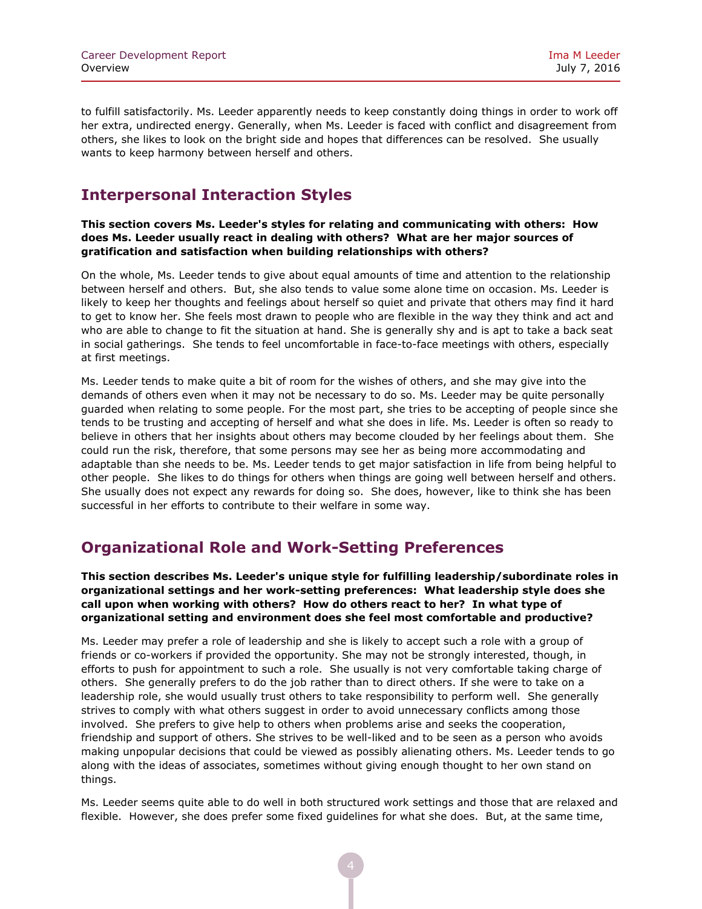to fulfill satisfactorily. Ms. Leeder apparently needs to keep constantly doing things in order to work off her extra, undirected energy. Generally, when Ms. Leeder is faced with conflict and disagreement from others, she likes to look on the bright side and hopes that differences can be resolved. She usually wants to keep harmony between herself and others.

## Interpersonal Interaction Styles

**This section covers Ms. Leeder's styles for relating and communicating with others: How does Ms. Leeder usually react in dealing with others? What are her major sources of gratification and satisfaction when building relationships with others?**

On the whole, Ms. Leeder tends to give about equal amounts of time and attention to the relationship between herself and others. But, she also tends to value some alone time on occasion. Ms. Leeder is likely to keep her thoughts and feelings about herself so quiet and private that others may find it hard to get to know her. She feels most drawn to people who are flexible in the way they think and act and who are able to change to fit the situation at hand. She is generally shy and is apt to take a back seat in social gatherings. She tends to feel uncomfortable in face-to-face meetings with others, especially at first meetings.

Ms. Leeder tends to make quite a bit of room for the wishes of others, and she may give into the demands of others even when it may not be necessary to do so. Ms. Leeder may be quite personally guarded when relating to some people. For the most part, she tries to be accepting of people since she tends to be trusting and accepting of herself and what she does in life. Ms. Leeder is often so ready to believe in others that her insights about others may become clouded by her feelings about them. She could run the risk, therefore, that some persons may see her as being more accommodating and adaptable than she needs to be. Ms. Leeder tends to get major satisfaction in life from being helpful to other people. She likes to do things for others when things are going well between herself and others. She usually does not expect any rewards for doing so. She does, however, like to think she has been successful in her efforts to contribute to their welfare in some way.

## Organizational Role and Work-Setting Preferences

**This section describes Ms. Leeder's unique style for fulfilling leadership/subordinate roles in organizational settings and her work-setting preferences: What leadership style does she call upon when working with others? How do others react to her? In what type of organizational setting and environment does she feel most comfortable and productive?**

Ms. Leeder may prefer a role of leadership and she is likely to accept such a role with a group of friends or co-workers if provided the opportunity. She may not be strongly interested, though, in efforts to push for appointment to such a role. She usually is not very comfortable taking charge of others. She generally prefers to do the job rather than to direct others. If she were to take on a leadership role, she would usually trust others to take responsibility to perform well. She generally strives to comply with what others suggest in order to avoid unnecessary conflicts among those involved. She prefers to give help to others when problems arise and seeks the cooperation, friendship and support of others. She strives to be well-liked and to be seen as a person who avoids making unpopular decisions that could be viewed as possibly alienating others. Ms. Leeder tends to go along with the ideas of associates, sometimes without giving enough thought to her own stand on things.

Ms. Leeder seems quite able to do well in both structured work settings and those that are relaxed and flexible. However, she does prefer some fixed guidelines for what she does. But, at the same time,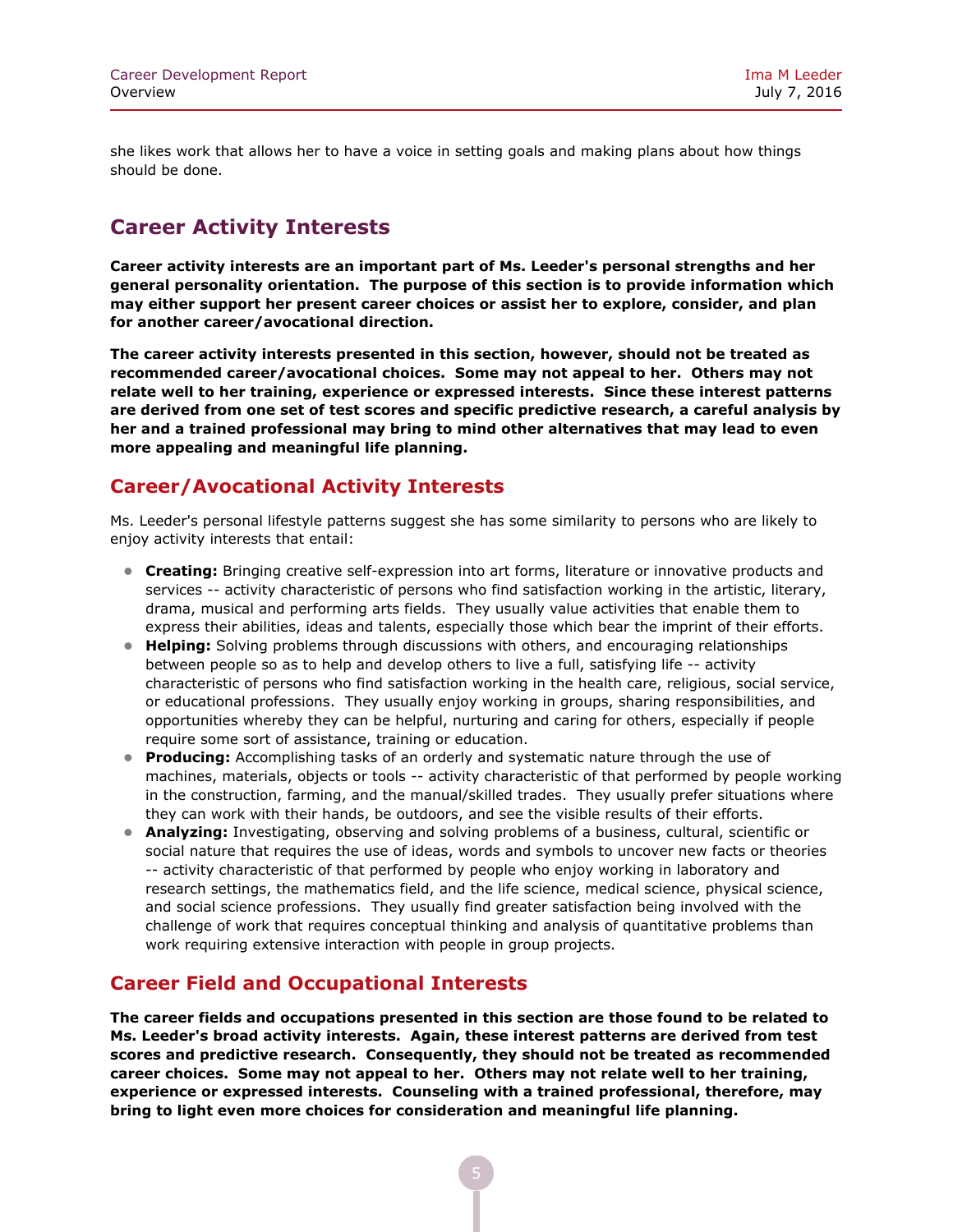she likes work that allows her to have a voice in setting goals and making plans about how things should be done.

# Career Activity Interests

**Career activity interests are an important part of Ms. Leeder's personal strengths and her general personality orientation. The purpose of this section is to provide information which may either support her present career choices or assist her to explore, consider, and plan for another career/avocational direction.**

**The career activity interests presented in this section, however, should not be treated as recommended career/avocational choices. Some may not appeal to her. Others may not relate well to her training, experience or expressed interests. Since these interest patterns are derived from one set of test scores and specific predictive research, a careful analysis by her and a trained professional may bring to mind other alternatives that may lead to even more appealing and meaningful life planning.**

## Career/Avocational Activity Interests

Ms. Leeder's personal lifestyle patterns suggest she has some similarity to persons who are likely to enjoy activity interests that entail:

- **Creating:** Bringing creative self-expression into art forms, literature or innovative products and services -- activity characteristic of persons who find satisfaction working in the artistic, literary, drama, musical and performing arts fields. They usually value activities that enable them to express their abilities, ideas and talents, especially those which bear the imprint of their efforts.
- **Helping:** Solving problems through discussions with others, and encouraging relationships between people so as to help and develop others to live a full, satisfying life -- activity characteristic of persons who find satisfaction working in the health care, religious, social service, or educational professions. They usually enjoy working in groups, sharing responsibilities, and opportunities whereby they can be helpful, nurturing and caring for others, especially if people require some sort of assistance, training or education.
- **Producing:** Accomplishing tasks of an orderly and systematic nature through the use of machines, materials, objects or tools -- activity characteristic of that performed by people working in the construction, farming, and the manual/skilled trades. They usually prefer situations where they can work with their hands, be outdoors, and see the visible results of their efforts.
- **Analyzing:** Investigating, observing and solving problems of a business, cultural, scientific or social nature that requires the use of ideas, words and symbols to uncover new facts or theories -- activity characteristic of that performed by people who enjoy working in laboratory and research settings, the mathematics field, and the life science, medical science, physical science, and social science professions. They usually find greater satisfaction being involved with the challenge of work that requires conceptual thinking and analysis of quantitative problems than work requiring extensive interaction with people in group projects.

## Career Field and Occupational Interests

**The career fields and occupations presented in this section are those found to be related to Ms. Leeder's broad activity interests. Again, these interest patterns are derived from test scores and predictive research. Consequently, they should not be treated as recommended career choices. Some may not appeal to her. Others may not relate well to her training, experience or expressed interests. Counseling with a trained professional, therefore, may bring to light even more choices for consideration and meaningful life planning.**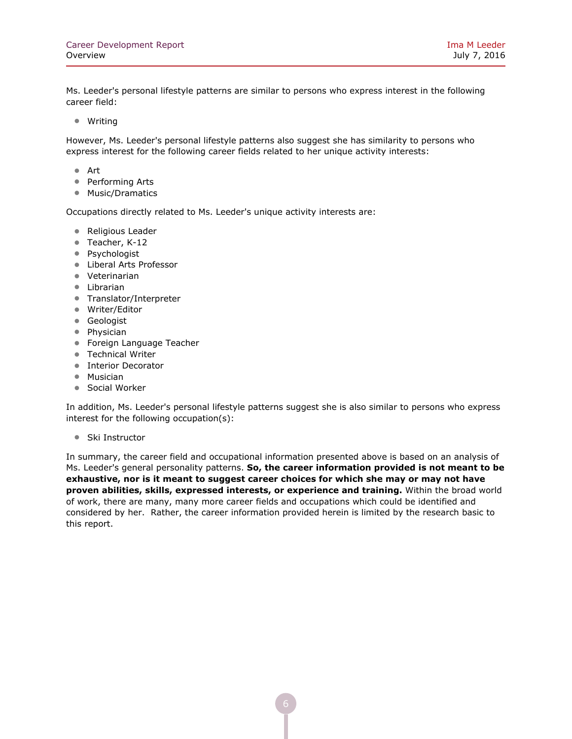Ms. Leeder's personal lifestyle patterns are similar to persons who express interest in the following career field:

- Writing

However, Ms. Leeder's personal lifestyle patterns also suggest she has similarity to persons who express interest for the following career fields related to her unique activity interests:

- Art
- Performing Arts
- Music/Dramatics

Occupations directly related to Ms. Leeder's unique activity interests are:

- Religious Leader
- Teacher, K-12
- Psychologist
- Liberal Arts Professor
- Veterinarian
- Librarian
- Translator/Interpreter
- Writer/Editor
- Geologist
- Physician
- Foreign Language Teacher
- Technical Writer
- Interior Decorator
- Musician
- Social Worker

In addition, Ms. Leeder's personal lifestyle patterns suggest she is also similar to persons who express interest for the following occupation(s):

- Ski Instructor

In summary, the career field and occupational information presented above is based on an analysis of Ms. Leeder's general personality patterns. **So, the career information provided is not meant to be exhaustive, nor is it meant to suggest career choices for which she may or may not have proven abilities, skills, expressed interests, or experience and training.** Within the broad world of work, there are many, many more career fields and occupations which could be identified and considered by her. Rather, the career information provided herein is limited by the research basic to this report.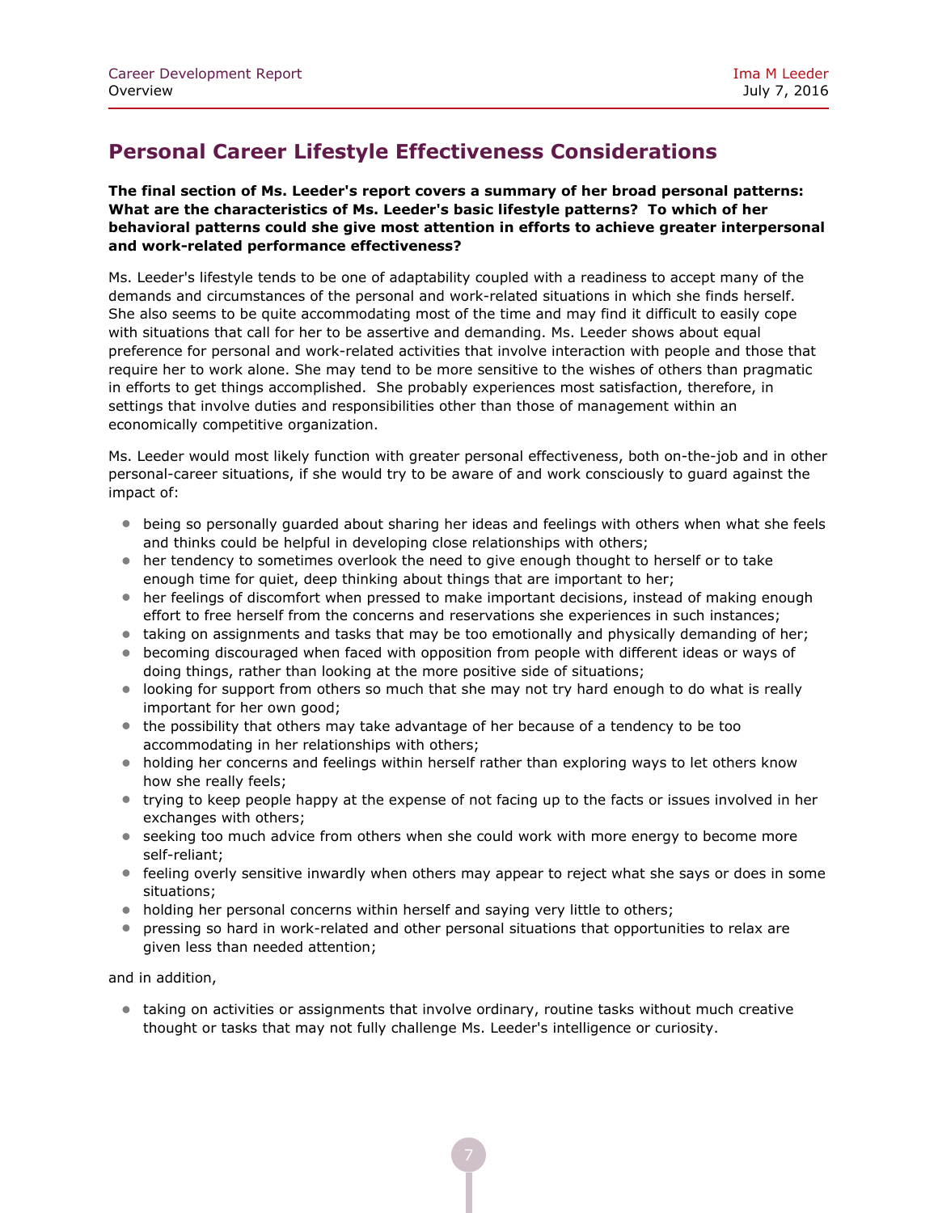## Personal Career Lifestyle Effectiveness Considerations

**The final section of Ms. Leeder's report covers a summary of her broad personal patterns: What are the characteristics of Ms. Leeder's basic lifestyle patterns? To which of her behavioral patterns could she give most attention in efforts to achieve greater interpersonal and work-related performance effectiveness?**

Ms. Leeder's lifestyle tends to be one of adaptability coupled with a readiness to accept many of the demands and circumstances of the personal and work-related situations in which she finds herself. She also seems to be quite accommodating most of the time and may find it difficult to easily cope with situations that call for her to be assertive and demanding. Ms. Leeder shows about equal preference for personal and work-related activities that involve interaction with people and those that require her to work alone. She may tend to be more sensitive to the wishes of others than pragmatic in efforts to get things accomplished. She probably experiences most satisfaction, therefore, in settings that involve duties and responsibilities other than those of management within an economically competitive organization.

Ms. Leeder would most likely function with greater personal effectiveness, both on-the-job and in other personal-career situations, if she would try to be aware of and work consciously to guard against the impact of:

- being so personally guarded about sharing her ideas and feelings with others when what she feels and thinks could be helpful in developing close relationships with others;
- her tendency to sometimes overlook the need to give enough thought to herself or to take enough time for quiet, deep thinking about things that are important to her;
- her feelings of discomfort when pressed to make important decisions, instead of making enough effort to free herself from the concerns and reservations she experiences in such instances;
- taking on assignments and tasks that may be too emotionally and physically demanding of her;
- becoming discouraged when faced with opposition from people with different ideas or ways of doing things, rather than looking at the more positive side of situations;
- looking for support from others so much that she may not try hard enough to do what is really important for her own good;
- the possibility that others may take advantage of her because of a tendency to be too accommodating in her relationships with others;
- holding her concerns and feelings within herself rather than exploring ways to let others know how she really feels;
- trying to keep people happy at the expense of not facing up to the facts or issues involved in her exchanges with others;
- seeking too much advice from others when she could work with more energy to become more self-reliant;
- feeling overly sensitive inwardly when others may appear to reject what she says or does in some situations;
- holding her personal concerns within herself and saying very little to others;
- pressing so hard in work-related and other personal situations that opportunities to relax are given less than needed attention;

and in addition,

- taking on activities or assignments that involve ordinary, routine tasks without much creative thought or tasks that may not fully challenge Ms. Leeder's intelligence or curiosity.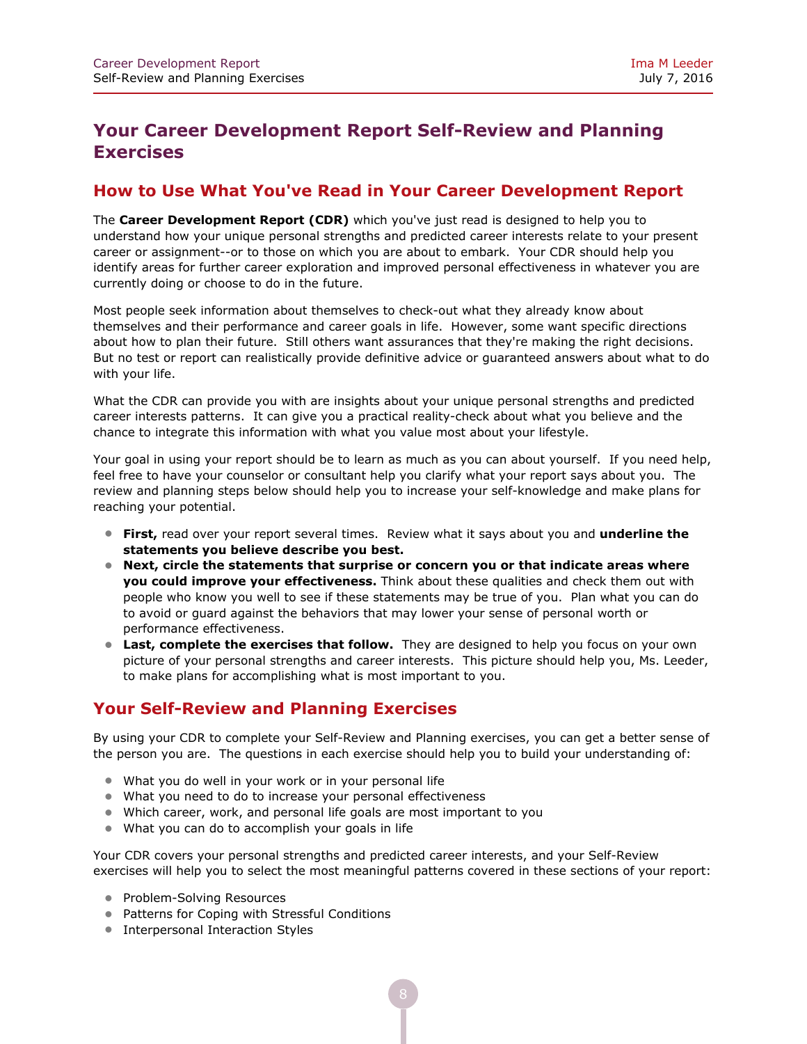# Your Career Development Report Self-Review and Planning Exercises

## How to Use What You've Read in Your Career Development Report

The **Career Development Report (CDR)** which you've just read is designed to help you to understand how your unique personal strengths and predicted career interests relate to your present career or assignment--or to those on which you are about to embark. Your CDR should help you identify areas for further career exploration and improved personal effectiveness in whatever you are currently doing or choose to do in the future.

Most people seek information about themselves to check-out what they already know about themselves and their performance and career goals in life. However, some want specific directions about how to plan their future. Still others want assurances that they're making the right decisions. But no test or report can realistically provide definitive advice or guaranteed answers about what to do with your life.

What the CDR can provide you with are insights about your unique personal strengths and predicted career interests patterns. It can give you a practical reality-check about what you believe and the chance to integrate this information with what you value most about your lifestyle.

Your goal in using your report should be to learn as much as you can about yourself. If you need help, feel free to have your counselor or consultant help you clarify what your report says about you. The review and planning steps below should help you to increase your self-knowledge and make plans for reaching your potential.

- **First,** read over your report several times. Review what it says about you and **underline the statements you believe describe you best.**
- **Next, circle the statements that surprise or concern you or that indicate areas where you could improve your effectiveness.** Think about these qualities and check them out with people who know you well to see if these statements may be true of you. Plan what you can do to avoid or guard against the behaviors that may lower your sense of personal worth or performance effectiveness.
- **Last, complete the exercises that follow.** They are designed to help you focus on your own picture of your personal strengths and career interests. This picture should help you, Ms. Leeder, to make plans for accomplishing what is most important to you.

## Your Self-Review and Planning Exercises

By using your CDR to complete your Self-Review and Planning exercises, you can get a better sense of the person you are. The questions in each exercise should help you to build your understanding of:

- What you do well in your work or in your personal life
- What you need to do to increase your personal effectiveness
- Which career, work, and personal life goals are most important to you
- What you can do to accomplish your goals in life

Your CDR covers your personal strengths and predicted career interests, and your Self-Review exercises will help you to select the most meaningful patterns covered in these sections of your report:

- Problem-Solving Resources
- Patterns for Coping with Stressful Conditions
- Interpersonal Interaction Styles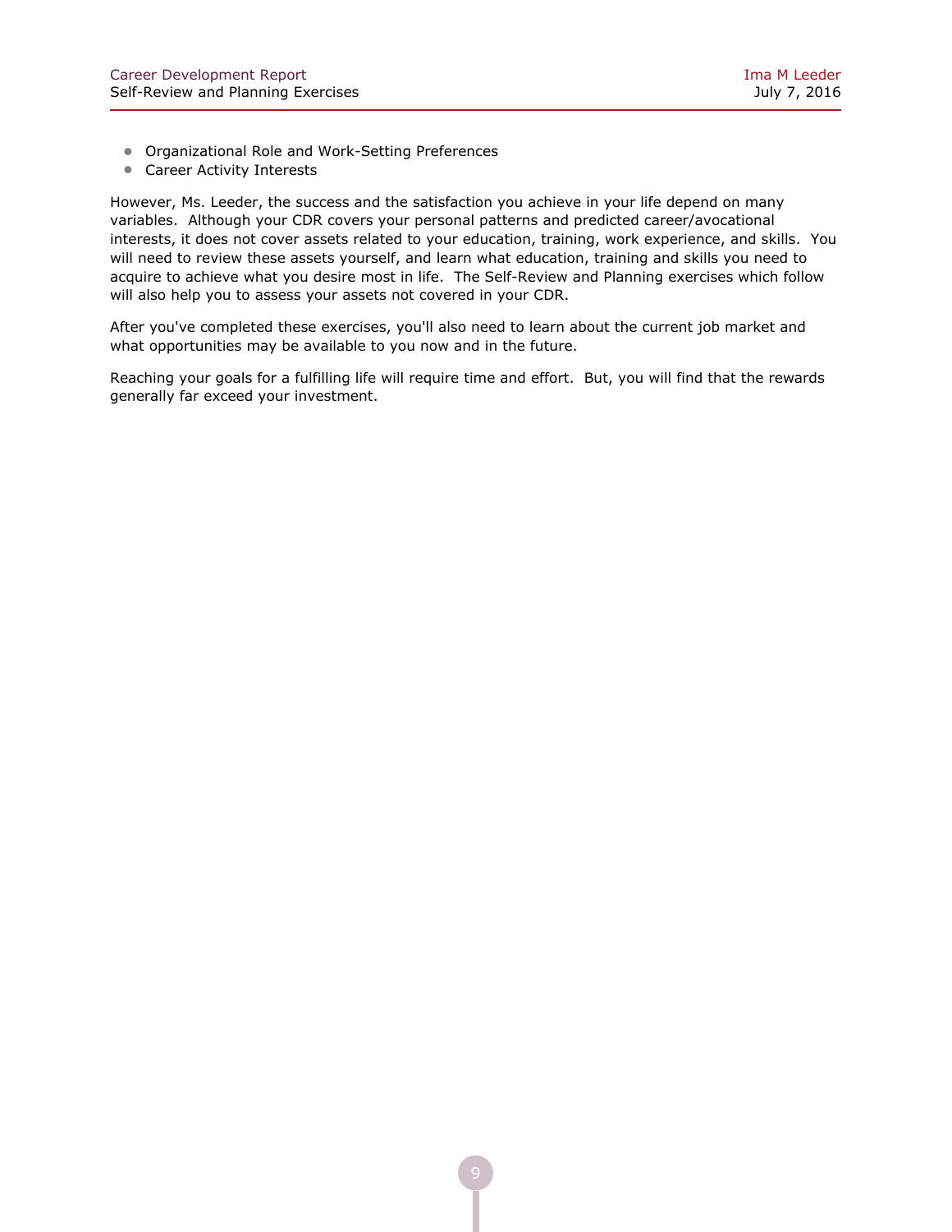- Organizational Role and Work-Setting Preferences
- Career Activity Interests

However, Ms. Leeder, the success and the satisfaction you achieve in your life depend on many variables. Although your CDR covers your personal patterns and predicted career/avocational interests, it does not cover assets related to your education, training, work experience, and skills. You will need to review these assets yourself, and learn what education, training and skills you need to acquire to achieve what you desire most in life. The Self-Review and Planning exercises which follow will also help you to assess your assets not covered in your CDR.

After you've completed these exercises, you'll also need to learn about the current job market and what opportunities may be available to you now and in the future.

Reaching your goals for a fulfilling life will require time and effort. But, you will find that the rewards generally far exceed your investment.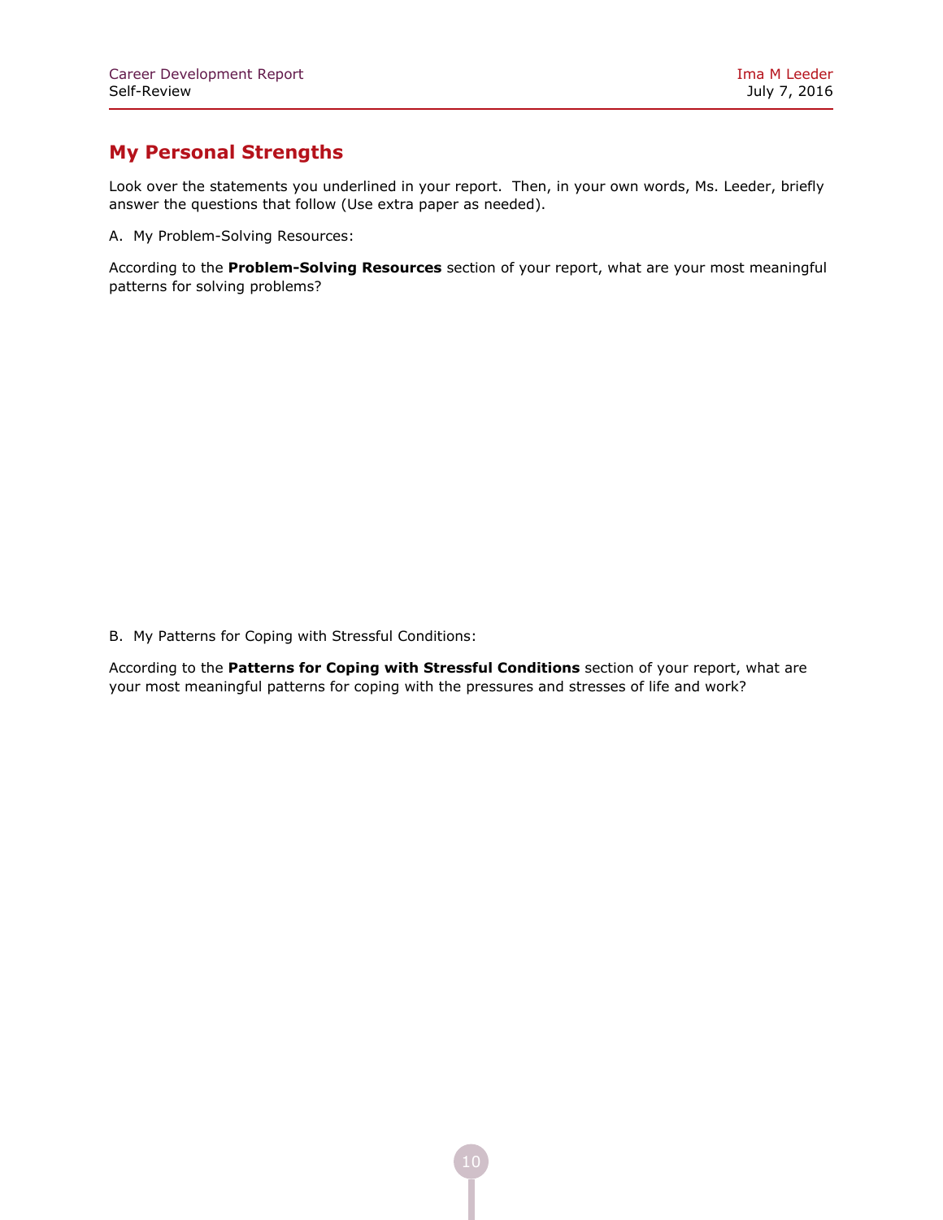## My Personal Strengths

Look over the statements you underlined in your report. Then, in your own words, Ms. Leeder, briefly answer the questions that follow (Use extra paper as needed).

A. My Problem-Solving Resources:

According to the **Problem-Solving Resources** section of your report, what are your most meaningful patterns for solving problems?

B. My Patterns for Coping with Stressful Conditions:

According to the **Patterns for Coping with Stressful Conditions** section of your report, what are your most meaningful patterns for coping with the pressures and stresses of life and work?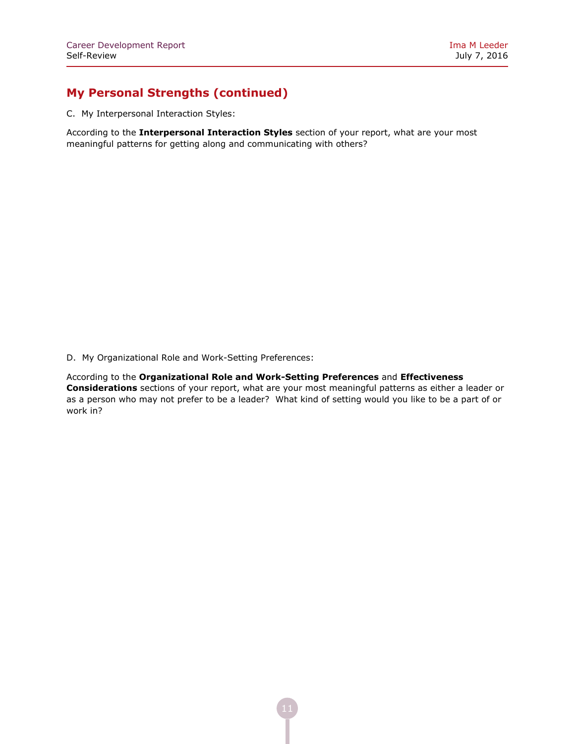## My Personal Strengths (continued)

C. My Interpersonal Interaction Styles:

According to the **Interpersonal Interaction Styles** section of your report, what are your most meaningful patterns for getting along and communicating with others?

D. My Organizational Role and Work-Setting Preferences:

According to the **Organizational Role and Work-Setting Preferences** and **Effectiveness Considerations** sections of your report, what are your most meaningful patterns as either a leader or as a person who may not prefer to be a leader? What kind of setting would you like to be a part of or work in?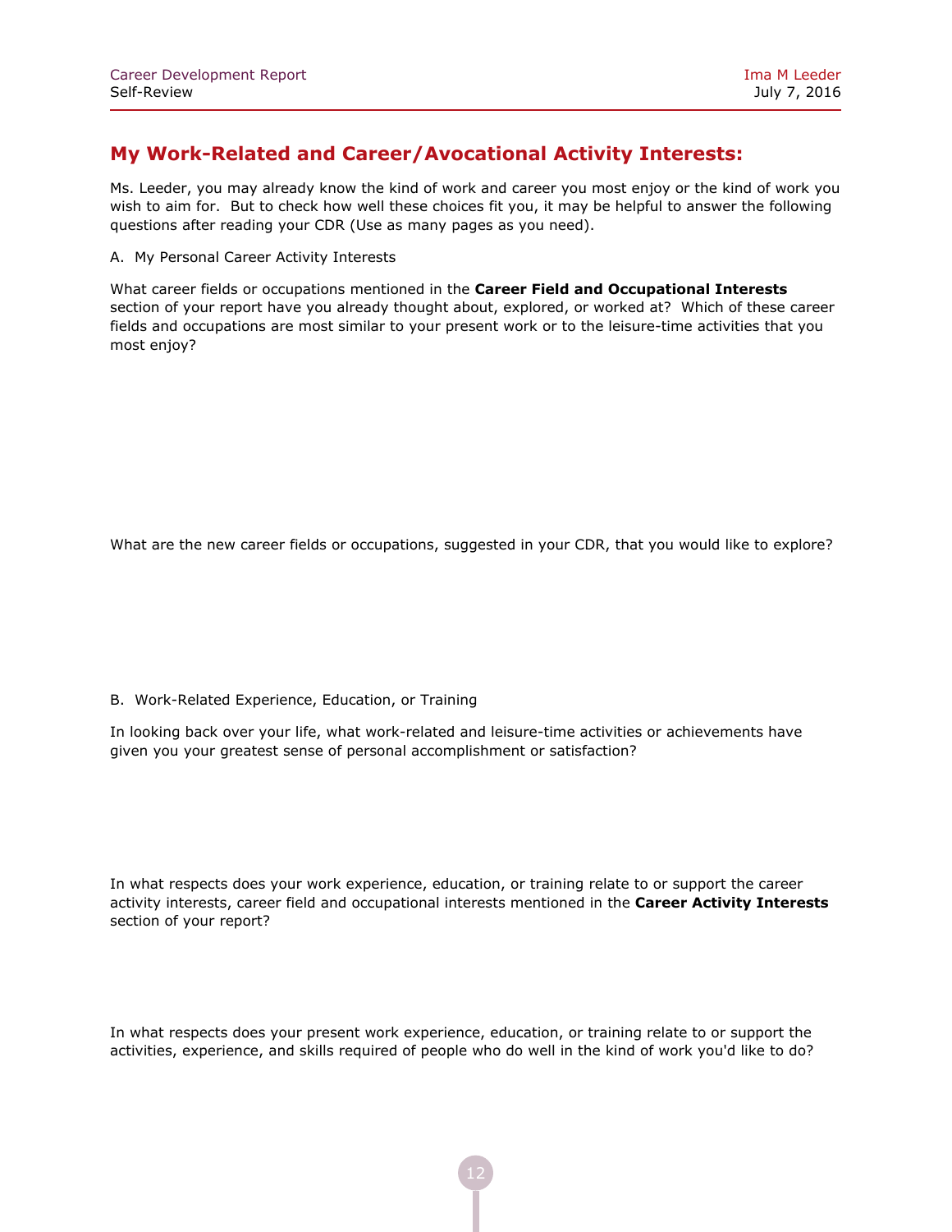## My Work-Related and Career/Avocational Activity Interests:

Ms. Leeder, you may already know the kind of work and career you most enjoy or the kind of work you wish to aim for. But to check how well these choices fit you, it may be helpful to answer the following questions after reading your CDR (Use as many pages as you need).

A. My Personal Career Activity Interests

What career fields or occupations mentioned in the **Career Field and Occupational Interests** section of your report have you already thought about, explored, or worked at? Which of these career fields and occupations are most similar to your present work or to the leisure-time activities that you most enjoy?

What are the new career fields or occupations, suggested in your CDR, that you would like to explore?

B. Work-Related Experience, Education, or Training

In looking back over your life, what work-related and leisure-time activities or achievements have given you your greatest sense of personal accomplishment or satisfaction?

In what respects does your work experience, education, or training relate to or support the career activity interests, career field and occupational interests mentioned in the **Career Activity Interests** section of your report?

In what respects does your present work experience, education, or training relate to or support the activities, experience, and skills required of people who do well in the kind of work you'd like to do?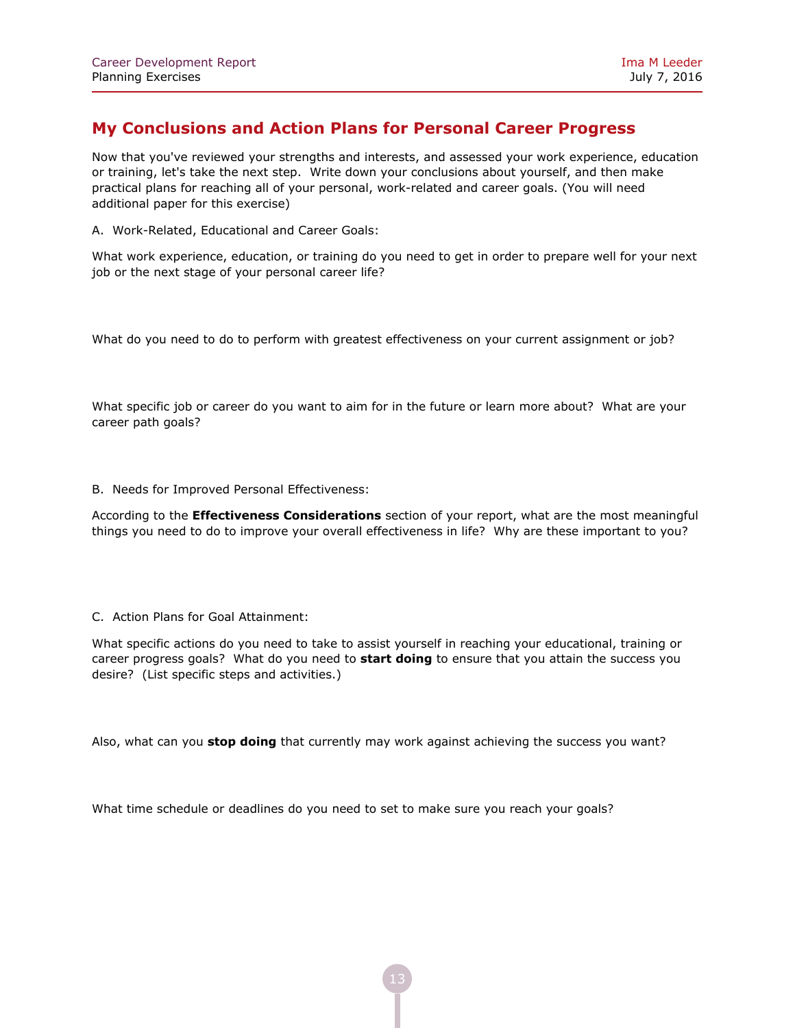## My Conclusions and Action Plans for Personal Career Progress

Now that you've reviewed your strengths and interests, and assessed your work experience, education or training, let's take the next step. Write down your conclusions about yourself, and then make practical plans for reaching all of your personal, work-related and career goals. (You will need additional paper for this exercise)

A. Work-Related, Educational and Career Goals:

What work experience, education, or training do you need to get in order to prepare well for your next job or the next stage of your personal career life?

What do you need to do to perform with greatest effectiveness on your current assignment or job?

What specific job or career do you want to aim for in the future or learn more about? What are your career path goals?

B. Needs for Improved Personal Effectiveness:

According to the **Effectiveness Considerations** section of your report, what are the most meaningful things you need to do to improve your overall effectiveness in life? Why are these important to you?

C. Action Plans for Goal Attainment:

What specific actions do you need to take to assist yourself in reaching your educational, training or career progress goals? What do you need to **start doing** to ensure that you attain the success you desire? (List specific steps and activities.)

Also, what can you **stop doing** that currently may work against achieving the success you want?

What time schedule or deadlines do you need to set to make sure you reach your goals?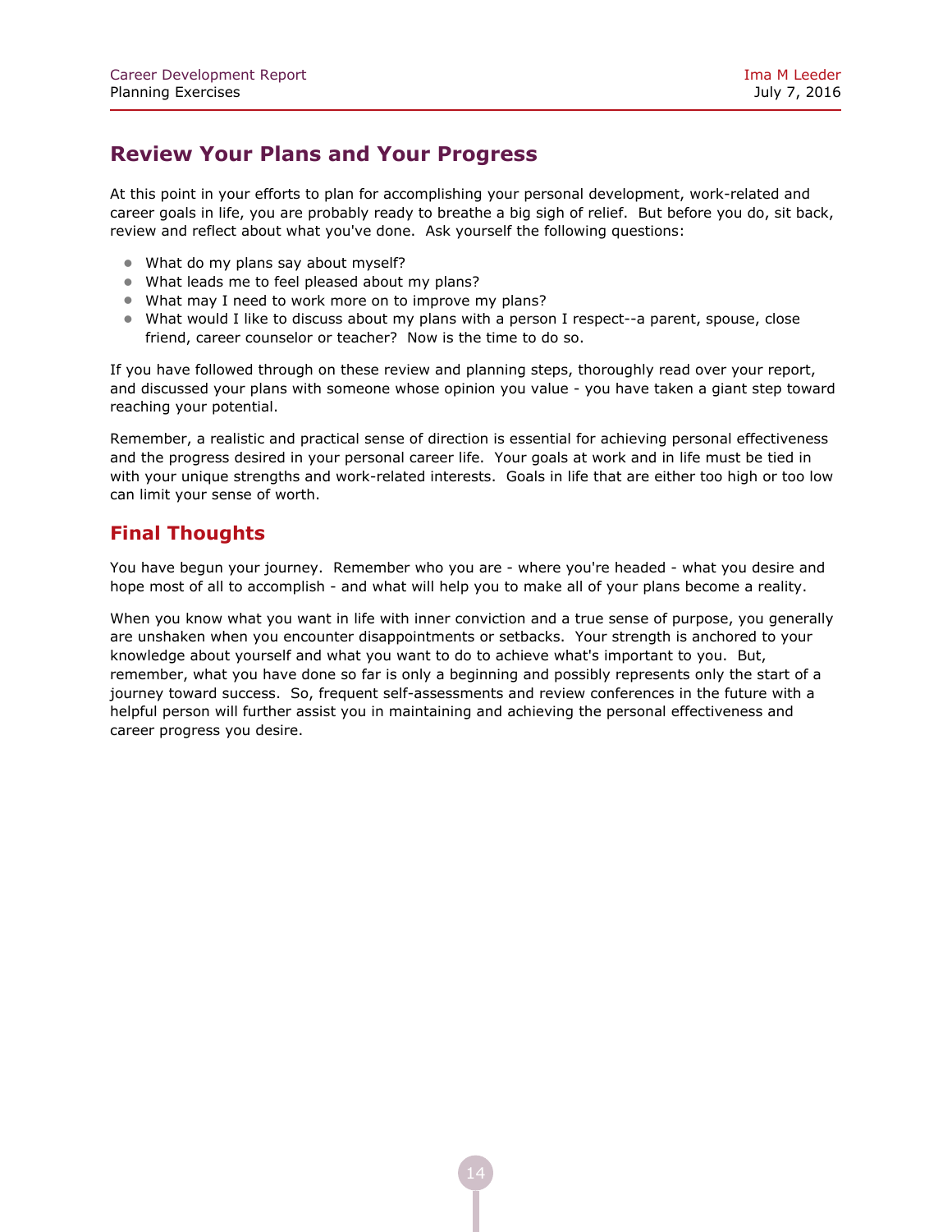## Review Your Plans and Your Progress

At this point in your efforts to plan for accomplishing your personal development, work-related and career goals in life, you are probably ready to breathe a big sigh of relief. But before you do, sit back, review and reflect about what you've done. Ask yourself the following questions:

- What do my plans say about myself?
- What leads me to feel pleased about my plans?
- What may I need to work more on to improve my plans?
- What would I like to discuss about my plans with a person I respect--a parent, spouse, close friend, career counselor or teacher? Now is the time to do so.

If you have followed through on these review and planning steps, thoroughly read over your report, and discussed your plans with someone whose opinion you value - you have taken a giant step toward reaching your potential.

Remember, a realistic and practical sense of direction is essential for achieving personal effectiveness and the progress desired in your personal career life. Your goals at work and in life must be tied in with your unique strengths and work-related interests. Goals in life that are either too high or too low can limit your sense of worth.

## Final Thoughts

You have begun your journey. Remember who you are - where you're headed - what you desire and hope most of all to accomplish - and what will help you to make all of your plans become a reality.

When you know what you want in life with inner conviction and a true sense of purpose, you generally are unshaken when you encounter disappointments or setbacks. Your strength is anchored to your knowledge about yourself and what you want to do to achieve what's important to you. But, remember, what you have done so far is only a beginning and possibly represents only the start of a journey toward success. So, frequent self-assessments and review conferences in the future with a helpful person will further assist you in maintaining and achieving the personal effectiveness and career progress you desire.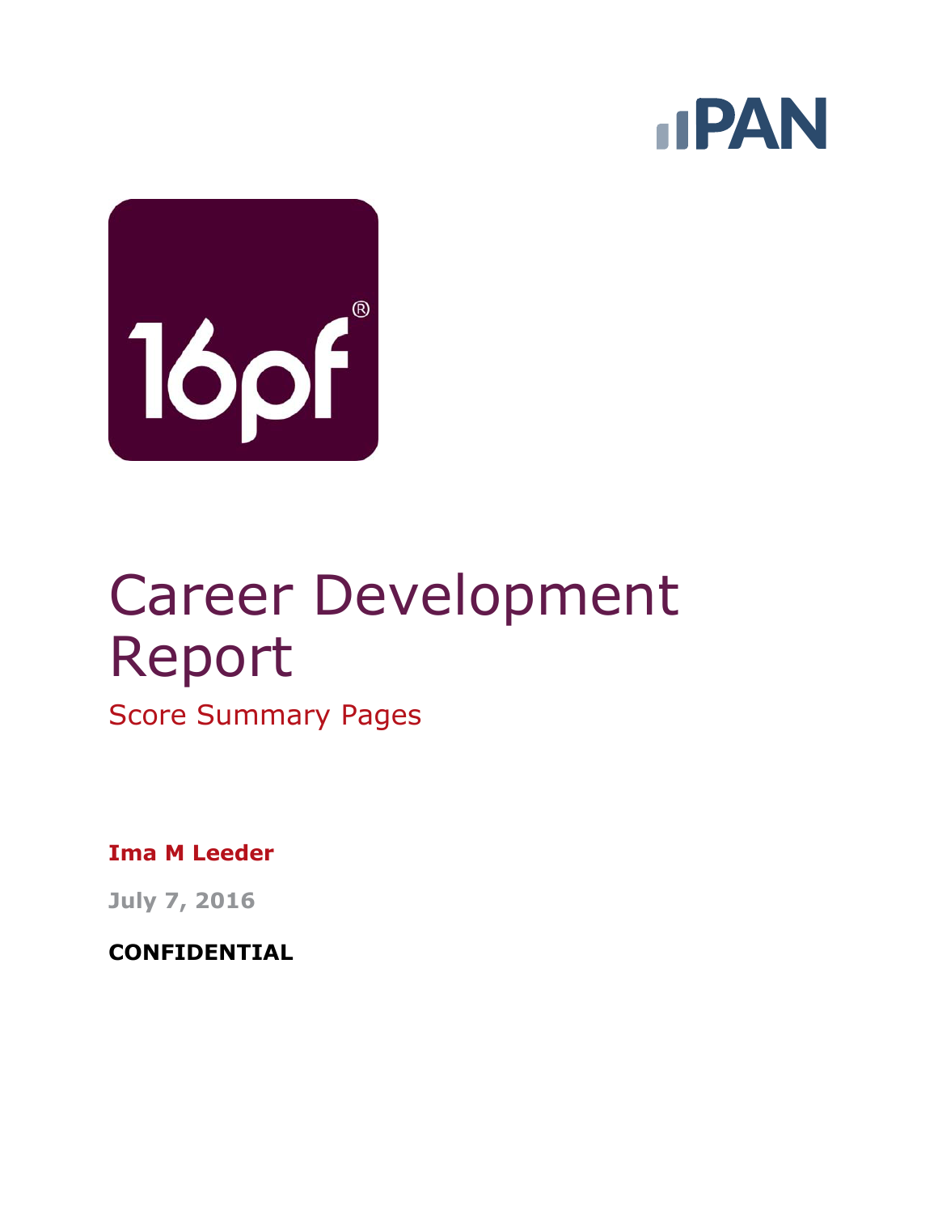# Career Development Report

## Score Summary Pages

**Ima M Leeder**

**July 7, 2016**

**CONFIDENTIAL**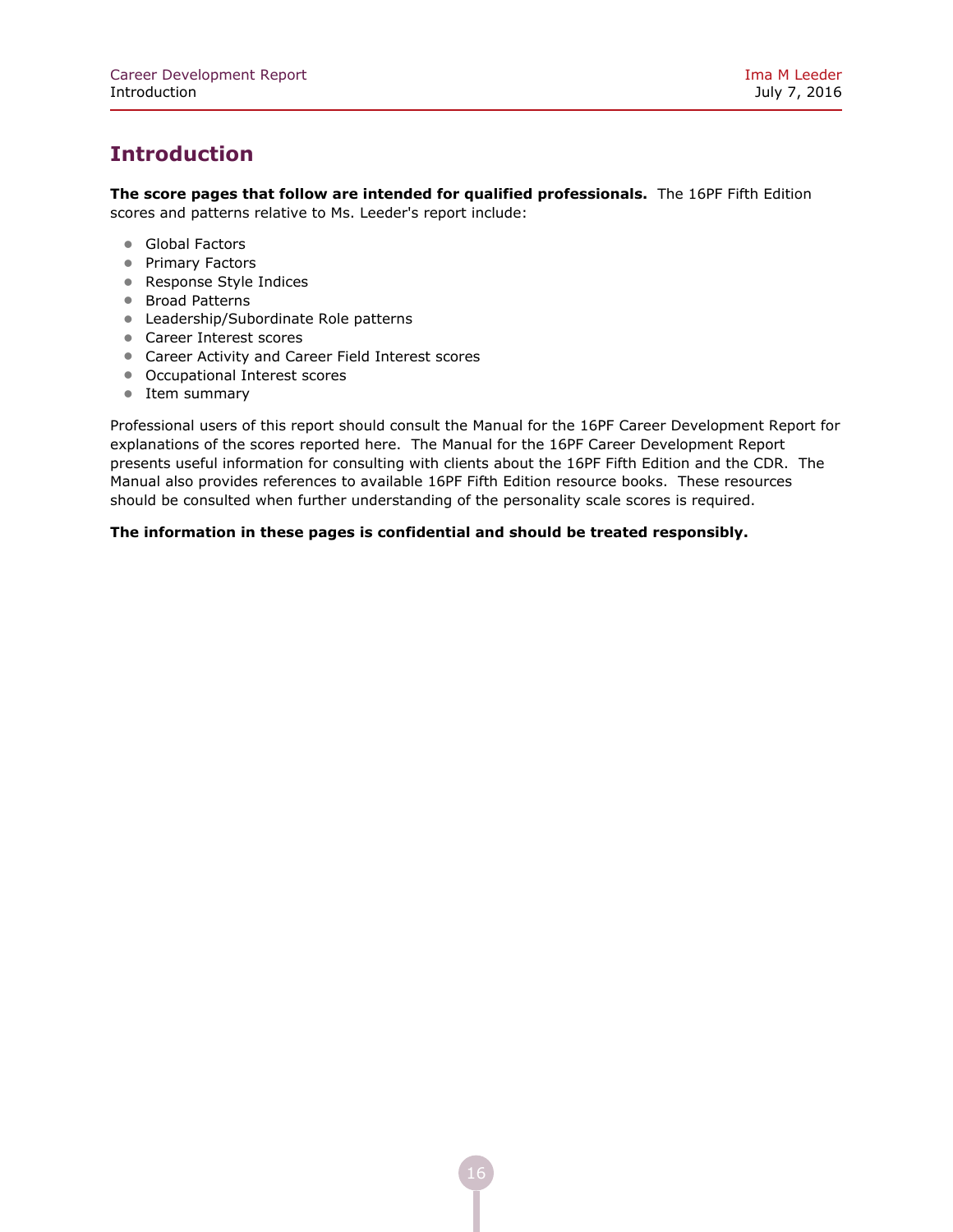# Introduction

**The score pages that follow are intended for qualified professionals.** The 16PF Fifth Edition scores and patterns relative to Ms. Leeder's report include:

- Global Factors
- Primary Factors
- Response Style Indices
- Broad Patterns
- Leadership/Subordinate Role patterns
- Career Interest scores
- Career Activity and Career Field Interest scores
- Occupational Interest scores
- Item summary

Professional users of this report should consult the Manual for the 16PF Career Development Report for explanations of the scores reported here. The Manual for the 16PF Career Development Report presents useful information for consulting with clients about the 16PF Fifth Edition and the CDR. The Manual also provides references to available 16PF Fifth Edition resource books. These resources should be consulted when further understanding of the personality scale scores is required.

**The information in these pages is confidential and should be treated responsibly.**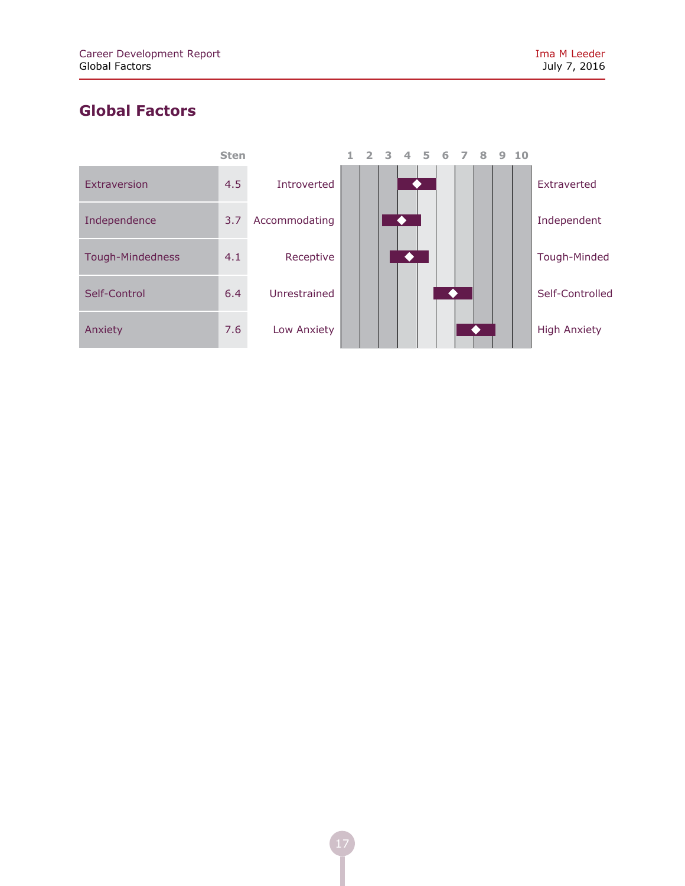## Global Factors

| | Sten | | 1 2 3 4 5 6 7 8 9 10 | |
|---|---|---|---|---|
| Extraversion | 4.5 | Introverted | | Extraverted |
| Independence | 3.7 | Accommodating | | Independent |
| Tough-Mindedness | 4.1 | Receptive | | Tough-Minded |
| Self-Control | 6.4 | Unrestrained | | Self-Controlled |
| Anxiety | 7.6 | Low Anxiety | | High Anxiety |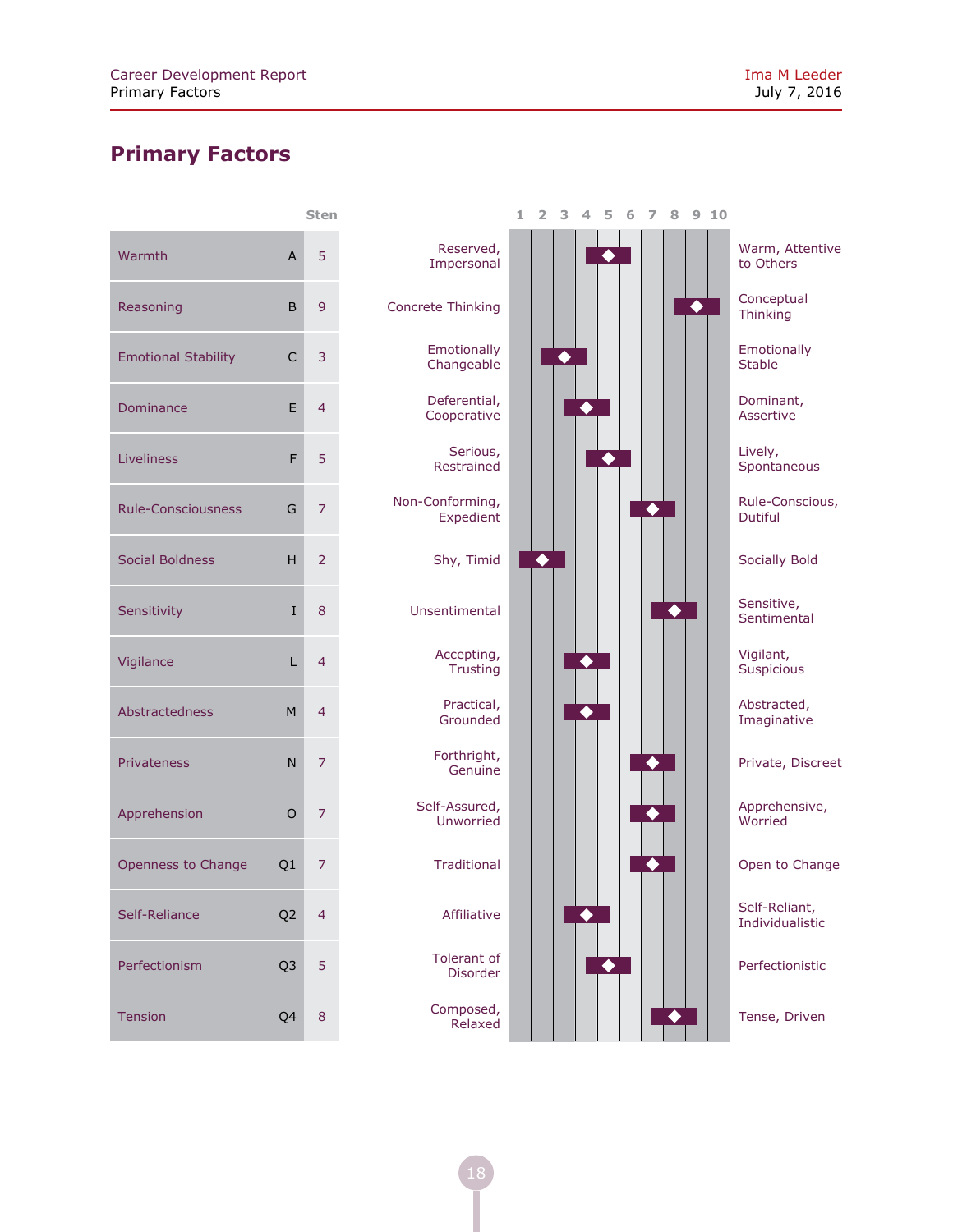## Primary Factors

| Factor | | Sten | Low Pole | High Pole |
|---|---|---|---|---|
| Warmth | A | 5 | Reserved, Impersonal | Warm, Attentive to Others |
| Reasoning | B | 9 | Concrete Thinking | Conceptual Thinking |
| Emotional Stability | C | 3 | Emotionally Changeable | Emotionally Stable |
| Dominance | E | 4 | Deferential, Cooperative | Dominant, Assertive |
| Liveliness | F | 5 | Serious, Restrained | Lively, Spontaneous |
| Rule-Consciousness | G | 7 | Non-Conforming, Expedient | Rule-Conscious, Dutiful |
| Social Boldness | H | 2 | Shy, Timid | Socially Bold |
| Sensitivity | I | 8 | Unsentimental | Sensitive, Sentimental |
| Vigilance | L | 4 | Accepting, Trusting | Vigilant, Suspicious |
| Abstractedness | M | 4 | Practical, Grounded | Abstracted, Imaginative |
| Privateness | N | 7 | Forthright, Genuine | Private, Discreet |
| Apprehension | O | 7 | Self-Assured, Unworried | Apprehensive, Worried |
| Openness to Change | Q1 | 7 | Traditional | Open to Change |
| Self-Reliance | Q2 | 4 | Affiliative | Self-Reliant, Individualistic |
| Perfectionism | Q3 | 5 | Tolerant of Disorder | Perfectionistic |
| Tension | Q4 | 8 | Composed, Relaxed | Tense, Driven |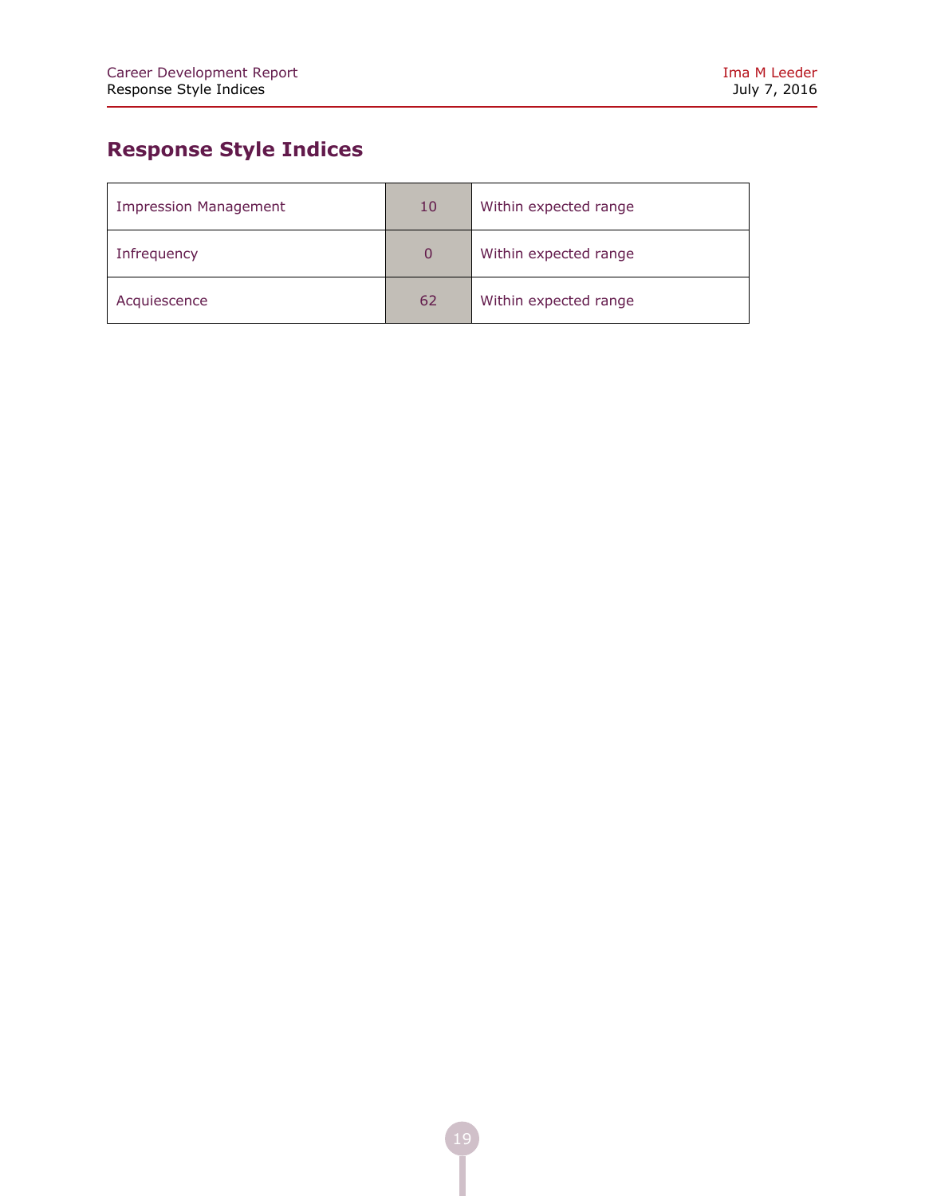## Response Style Indices

| | | |
|---|---|---|
| Impression Management | 10 | Within expected range |
| Infrequency | 0 | Within expected range |
| Acquiescence | 62 | Within expected range |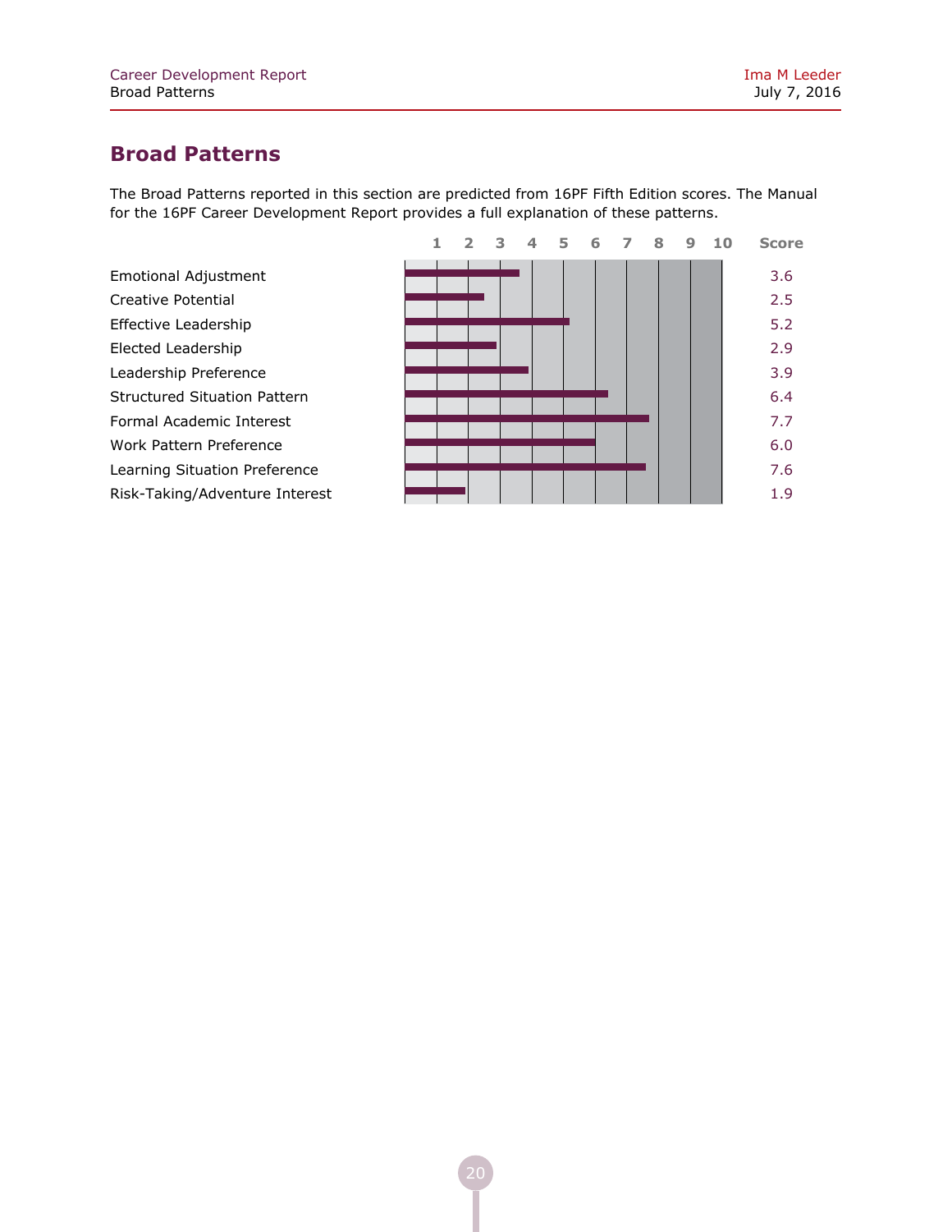## Broad Patterns

The Broad Patterns reported in this section are predicted from 16PF Fifth Edition scores. The Manual for the 16PF Career Development Report provides a full explanation of these patterns.

| Pattern | Score |
|---|---|
| Emotional Adjustment | 3.6 |
| Creative Potential | 2.5 |
| Effective Leadership | 5.2 |
| Elected Leadership | 2.9 |
| Leadership Preference | 3.9 |
| Structured Situation Pattern | 6.4 |
| Formal Academic Interest | 7.7 |
| Work Pattern Preference | 6.0 |
| Learning Situation Preference | 7.6 |
| Risk-Taking/Adventure Interest | 1.9 |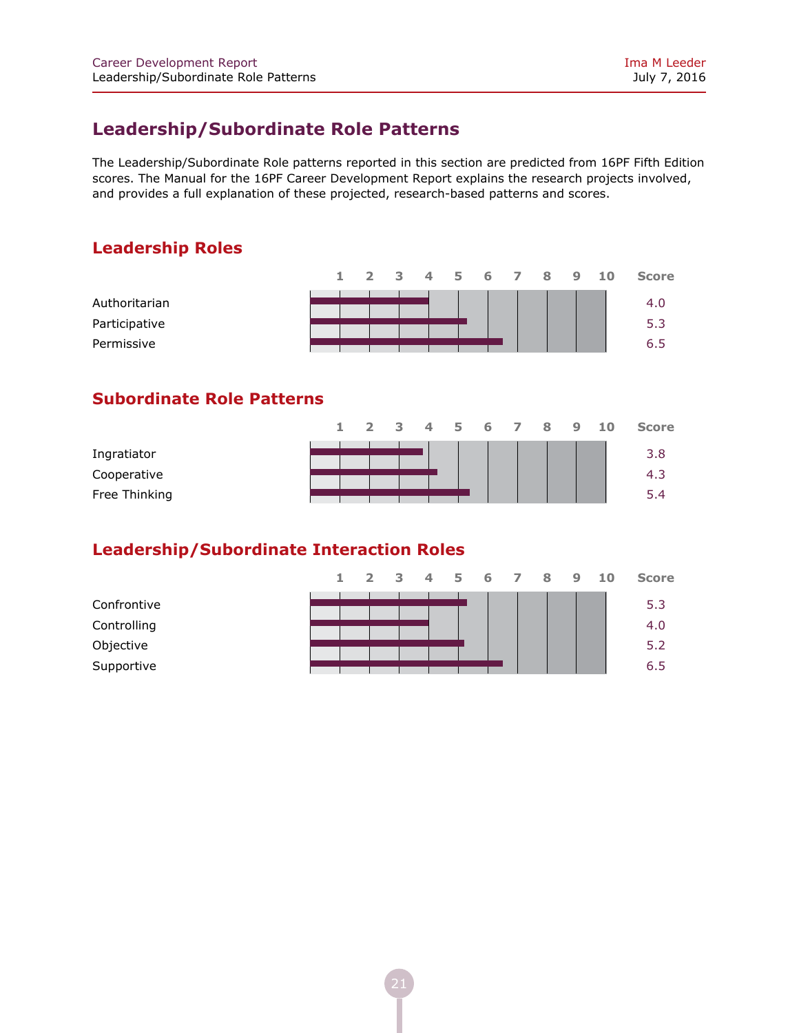## Leadership/Subordinate Role Patterns

The Leadership/Subordinate Role patterns reported in this section are predicted from 16PF Fifth Edition scores. The Manual for the 16PF Career Development Report explains the research projects involved, and provides a full explanation of these projected, research-based patterns and scores.

### Leadership Roles

| | Score |
|---|---|
| Authoritarian | 4.0 |
| Participative | 5.3 |
| Permissive | 6.5 |

### Subordinate Role Patterns

| | Score |
|---|---|
| Ingratiator | 3.8 |
| Cooperative | 4.3 |
| Free Thinking | 5.4 |

### Leadership/Subordinate Interaction Roles

| | Score |
|---|---|
| Confrontive | 5.3 |
| Controlling | 4.0 |
| Objective | 5.2 |
| Supportive | 6.5 |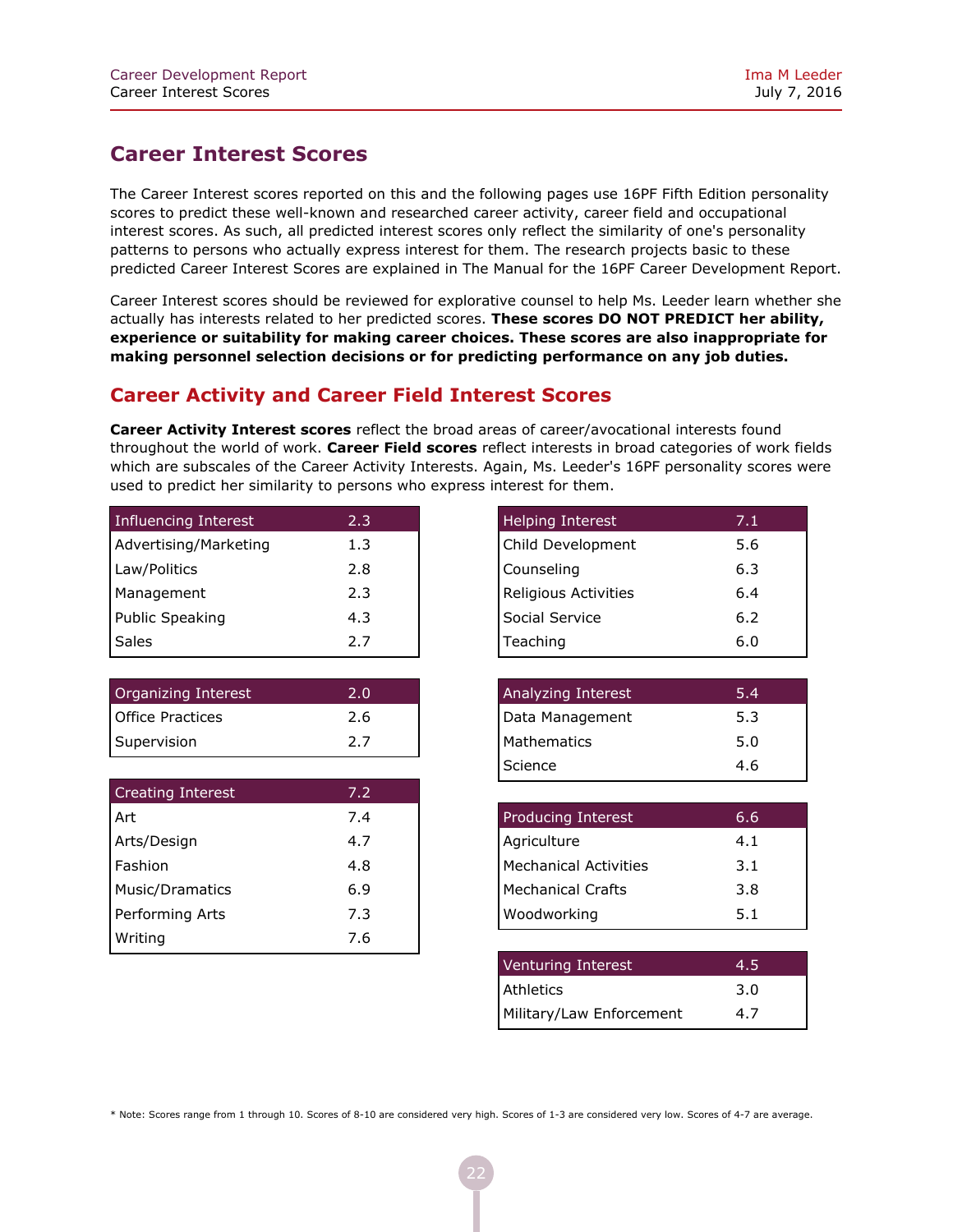## Career Interest Scores

The Career Interest scores reported on this and the following pages use 16PF Fifth Edition personality scores to predict these well-known and researched career activity, career field and occupational interest scores. As such, all predicted interest scores only reflect the similarity of one's personality patterns to persons who actually express interest for them. The research projects basic to these predicted Career Interest Scores are explained in The Manual for the 16PF Career Development Report.

Career Interest scores should be reviewed for explorative counsel to help Ms. Leeder learn whether she actually has interests related to her predicted scores. **These scores DO NOT PREDICT her ability, experience or suitability for making career choices. These scores are also inappropriate for making personnel selection decisions or for predicting performance on any job duties.**

## Career Activity and Career Field Interest Scores

**Career Activity Interest scores** reflect the broad areas of career/avocational interests found throughout the world of work. **Career Field scores** reflect interests in broad categories of work fields which are subscales of the Career Activity Interests. Again, Ms. Leeder's 16PF personality scores were used to predict her similarity to persons who express interest for them.

| Influencing Interest | 2.3 |
|---|---|
| Advertising/Marketing | 1.3 |
| Law/Politics | 2.8 |
| Management | 2.3 |
| Public Speaking | 4.3 |
| Sales | 2.7 |

| Organizing Interest | 2.0 |
|---|---|
| Office Practices | 2.6 |
| Supervision | 2.7 |

| Creating Interest | 7.2 |
|---|---|
| Art | 7.4 |
| Arts/Design | 4.7 |
| Fashion | 4.8 |
| Music/Dramatics | 6.9 |
| Performing Arts | 7.3 |
| Writing | 7.6 |

| Helping Interest | 7.1 |
|---|---|
| Child Development | 5.6 |
| Counseling | 6.3 |
| Religious Activities | 6.4 |
| Social Service | 6.2 |
| Teaching | 6.0 |

| Analyzing Interest | 5.4 |
|---|---|
| Data Management | 5.3 |
| Mathematics | 5.0 |
| Science | 4.6 |

| Producing Interest | 6.6 |
|---|---|
| Agriculture | 4.1 |
| Mechanical Activities | 3.1 |
| Mechanical Crafts | 3.8 |
| Woodworking | 5.1 |

| Venturing Interest | 4.5 |
|---|---|
| Athletics | 3.0 |
| Military/Law Enforcement | 4.7 |

* Note: Scores range from 1 through 10. Scores of 8-10 are considered very high. Scores of 1-3 are considered very low. Scores of 4-7 are average.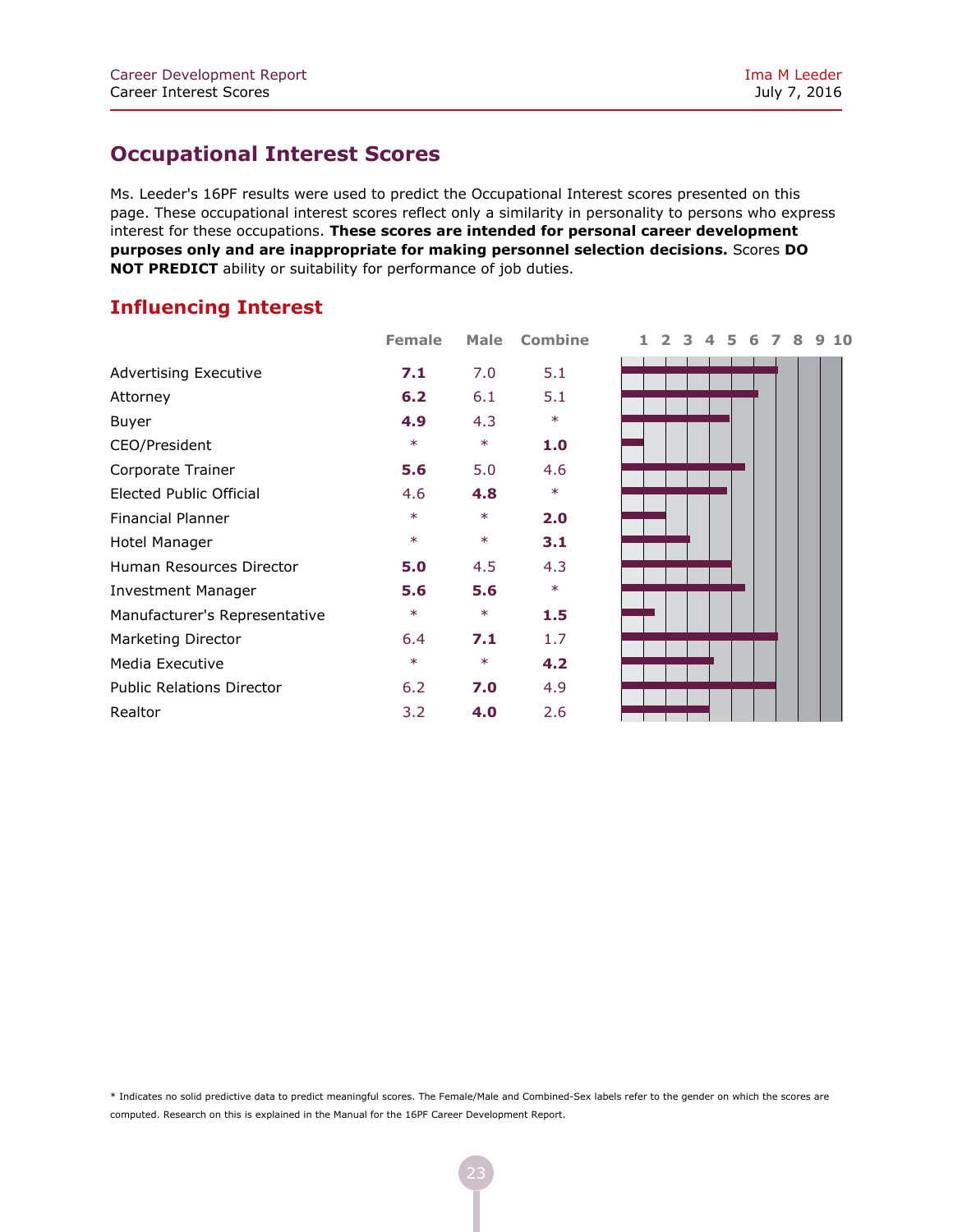## Occupational Interest Scores

Ms. Leeder's 16PF results were used to predict the Occupational Interest scores presented on this page. These occupational interest scores reflect only a similarity in personality to persons who express interest for these occupations. **These scores are intended for personal career development purposes only and are inappropriate for making personnel selection decisions.** Scores **DO NOT PREDICT** ability or suitability for performance of job duties.

### Influencing Interest

| | Female | Male | Combine |
|---|---|---|---|
| Advertising Executive | **7.1** | 7.0 | 5.1 |
| Attorney | **6.2** | 6.1 | 5.1 |
| Buyer | **4.9** | 4.3 | * |
| CEO/President | * | * | **1.0** |
| Corporate Trainer | **5.6** | 5.0 | 4.6 |
| Elected Public Official | 4.6 | **4.8** | * |
| Financial Planner | * | * | **2.0** |
| Hotel Manager | * | * | **3.1** |
| Human Resources Director | **5.0** | 4.5 | 4.3 |
| Investment Manager | **5.6** | **5.6** | * |
| Manufacturer's Representative | * | * | **1.5** |
| Marketing Director | 6.4 | **7.1** | 1.7 |
| Media Executive | * | * | **4.2** |
| Public Relations Director | 6.2 | **7.0** | 4.9 |
| Realtor | 3.2 | **4.0** | 2.6 |

\* Indicates no solid predictive data to predict meaningful scores. The Female/Male and Combined-Sex labels refer to the gender on which the scores are computed. Research on this is explained in the Manual for the 16PF Career Development Report.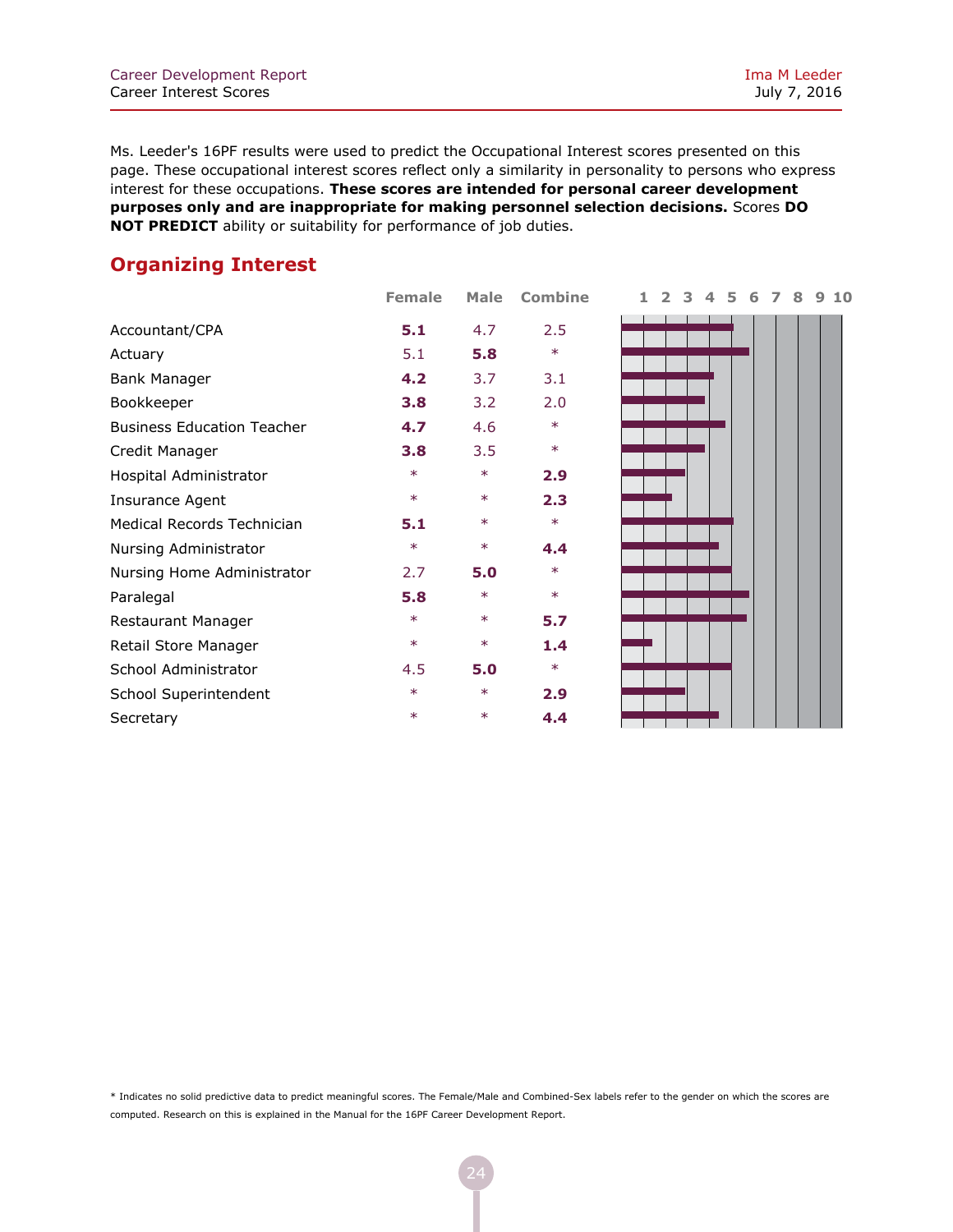Ms. Leeder's 16PF results were used to predict the Occupational Interest scores presented on this page. These occupational interest scores reflect only a similarity in personality to persons who express interest for these occupations. **These scores are intended for personal career development purposes only and are inappropriate for making personnel selection decisions.** Scores **DO NOT PREDICT** ability or suitability for performance of job duties.

## Organizing Interest

| | Female | Male | Combine |
|---|---|---|---|
| Accountant/CPA | **5.1** | 4.7 | 2.5 |
| Actuary | 5.1 | **5.8** | * |
| Bank Manager | **4.2** | 3.7 | 3.1 |
| Bookkeeper | **3.8** | 3.2 | 2.0 |
| Business Education Teacher | **4.7** | 4.6 | * |
| Credit Manager | **3.8** | 3.5 | * |
| Hospital Administrator | * | * | **2.9** |
| Insurance Agent | * | * | **2.3** |
| Medical Records Technician | **5.1** | * | * |
| Nursing Administrator | * | * | **4.4** |
| Nursing Home Administrator | 2.7 | **5.0** | * |
| Paralegal | **5.8** | * | * |
| Restaurant Manager | * | * | **5.7** |
| Retail Store Manager | * | * | **1.4** |
| School Administrator | 4.5 | **5.0** | * |
| School Superintendent | * | * | **2.9** |
| Secretary | * | * | **4.4** |

\* Indicates no solid predictive data to predict meaningful scores. The Female/Male and Combined-Sex labels refer to the gender on which the scores are computed. Research on this is explained in the Manual for the 16PF Career Development Report.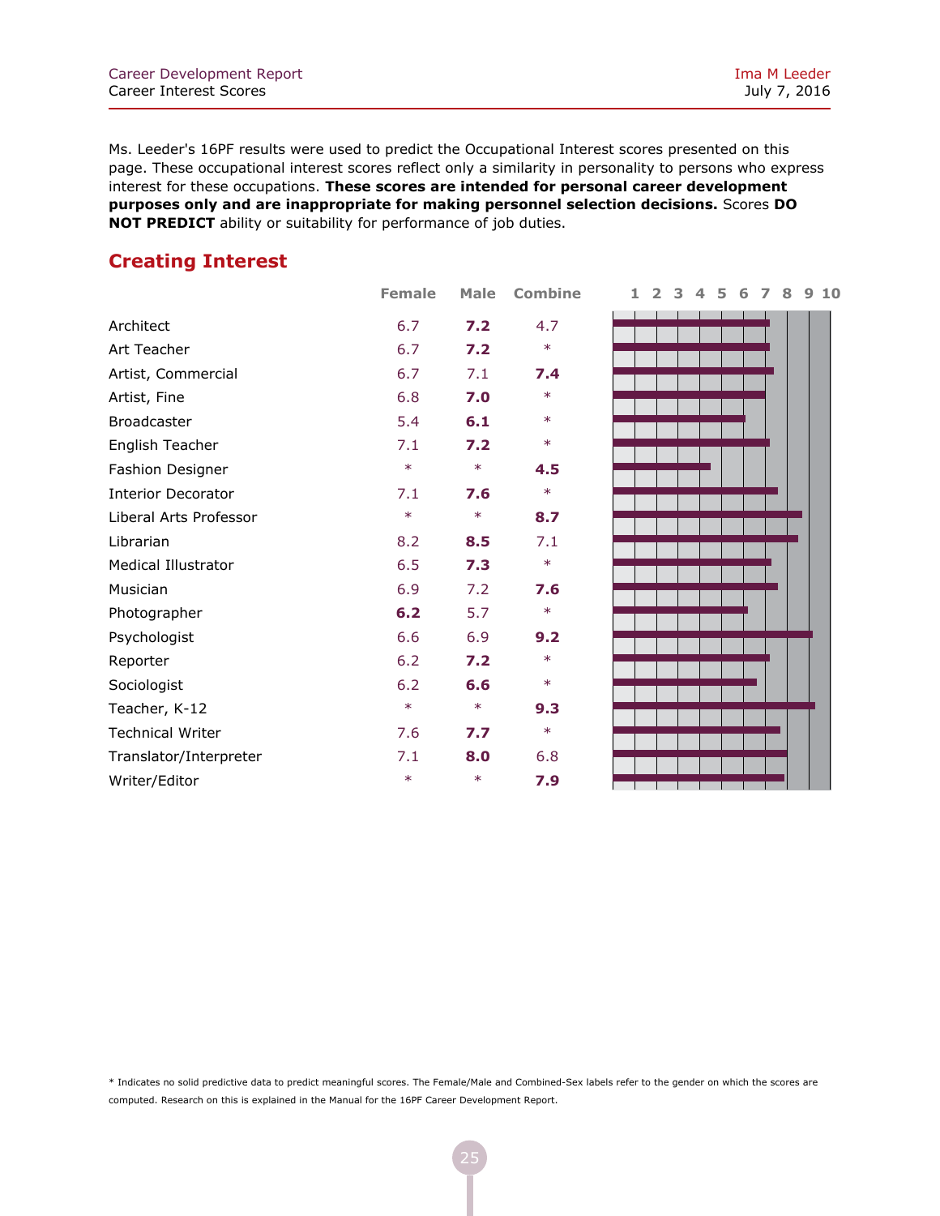Ms. Leeder's 16PF results were used to predict the Occupational Interest scores presented on this page. These occupational interest scores reflect only a similarity in personality to persons who express interest for these occupations. **These scores are intended for personal career development purposes only and are inappropriate for making personnel selection decisions.** Scores **DO NOT PREDICT** ability or suitability for performance of job duties.

## Creating Interest

| | Female | Male | Combine |
|---|---|---|---|
| Architect | 6.7 | **7.2** | 4.7 |
| Art Teacher | 6.7 | **7.2** | * |
| Artist, Commercial | 6.7 | 7.1 | **7.4** |
| Artist, Fine | 6.8 | **7.0** | * |
| Broadcaster | 5.4 | **6.1** | * |
| English Teacher | 7.1 | **7.2** | * |
| Fashion Designer | * | * | **4.5** |
| Interior Decorator | 7.1 | **7.6** | * |
| Liberal Arts Professor | * | * | **8.7** |
| Librarian | 8.2 | **8.5** | 7.1 |
| Medical Illustrator | 6.5 | **7.3** | * |
| Musician | 6.9 | 7.2 | **7.6** |
| Photographer | **6.2** | 5.7 | * |
| Psychologist | 6.6 | 6.9 | **9.2** |
| Reporter | 6.2 | **7.2** | * |
| Sociologist | 6.2 | **6.6** | * |
| Teacher, K-12 | * | * | **9.3** |
| Technical Writer | 7.6 | **7.7** | * |
| Translator/Interpreter | 7.1 | **8.0** | 6.8 |
| Writer/Editor | * | * | **7.9** |

\* Indicates no solid predictive data to predict meaningful scores. The Female/Male and Combined-Sex labels refer to the gender on which the scores are computed. Research on this is explained in the Manual for the 16PF Career Development Report.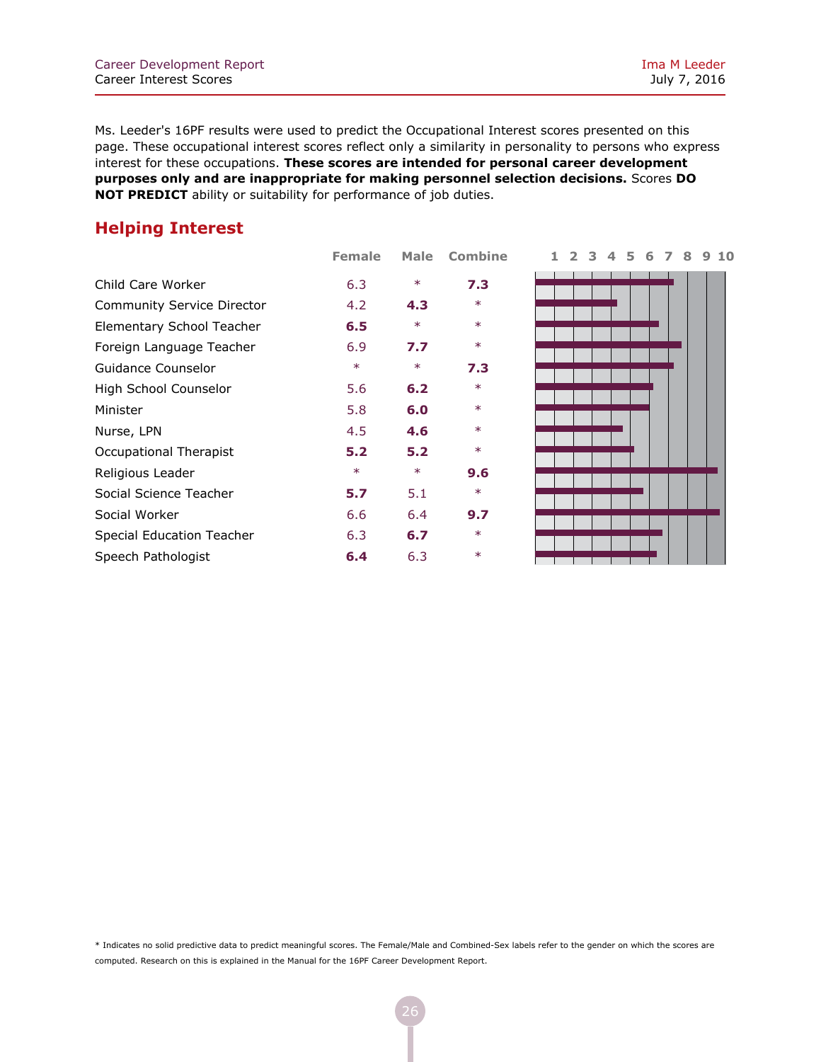Ms. Leeder's 16PF results were used to predict the Occupational Interest scores presented on this page. These occupational interest scores reflect only a similarity in personality to persons who express interest for these occupations. **These scores are intended for personal career development purposes only and are inappropriate for making personnel selection decisions.** Scores **DO NOT PREDICT** ability or suitability for performance of job duties.

## Helping Interest

| | Female | Male | Combine |
|---|---|---|---|
| Child Care Worker | 6.3 | * | **7.3** |
| Community Service Director | 4.2 | **4.3** | * |
| Elementary School Teacher | **6.5** | * | * |
| Foreign Language Teacher | 6.9 | **7.7** | * |
| Guidance Counselor | * | * | **7.3** |
| High School Counselor | 5.6 | **6.2** | * |
| Minister | 5.8 | **6.0** | * |
| Nurse, LPN | 4.5 | **4.6** | * |
| Occupational Therapist | **5.2** | **5.2** | * |
| Religious Leader | * | * | **9.6** |
| Social Science Teacher | **5.7** | 5.1 | * |
| Social Worker | 6.6 | 6.4 | **9.7** |
| Special Education Teacher | 6.3 | **6.7** | * |
| Speech Pathologist | **6.4** | 6.3 | * |

* Indicates no solid predictive data to predict meaningful scores. The Female/Male and Combined-Sex labels refer to the gender on which the scores are computed. Research on this is explained in the Manual for the 16PF Career Development Report.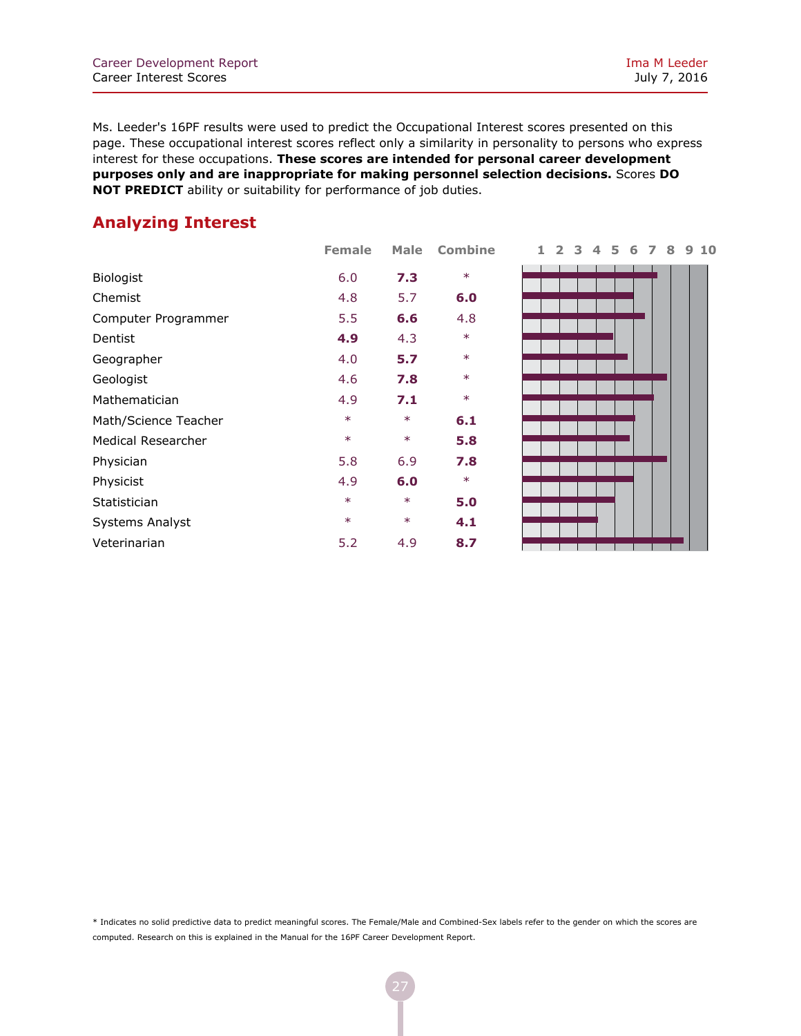Ms. Leeder's 16PF results were used to predict the Occupational Interest scores presented on this page. These occupational interest scores reflect only a similarity in personality to persons who express interest for these occupations. **These scores are intended for personal career development purposes only and are inappropriate for making personnel selection decisions.** Scores **DO NOT PREDICT** ability or suitability for performance of job duties.

## Analyzing Interest

| | Female | Male | Combine |
|---|---|---|---|
| Biologist | 6.0 | **7.3** | * |
| Chemist | 4.8 | 5.7 | **6.0** |
| Computer Programmer | 5.5 | **6.6** | 4.8 |
| Dentist | **4.9** | 4.3 | * |
| Geographer | 4.0 | **5.7** | * |
| Geologist | 4.6 | **7.8** | * |
| Mathematician | 4.9 | **7.1** | * |
| Math/Science Teacher | * | * | **6.1** |
| Medical Researcher | * | * | **5.8** |
| Physician | 5.8 | 6.9 | **7.8** |
| Physicist | 4.9 | **6.0** | * |
| Statistician | * | * | **5.0** |
| Systems Analyst | * | * | **4.1** |
| Veterinarian | 5.2 | 4.9 | **8.7** |

* Indicates no solid predictive data to predict meaningful scores. The Female/Male and Combined-Sex labels refer to the gender on which the scores are computed. Research on this is explained in the Manual for the 16PF Career Development Report.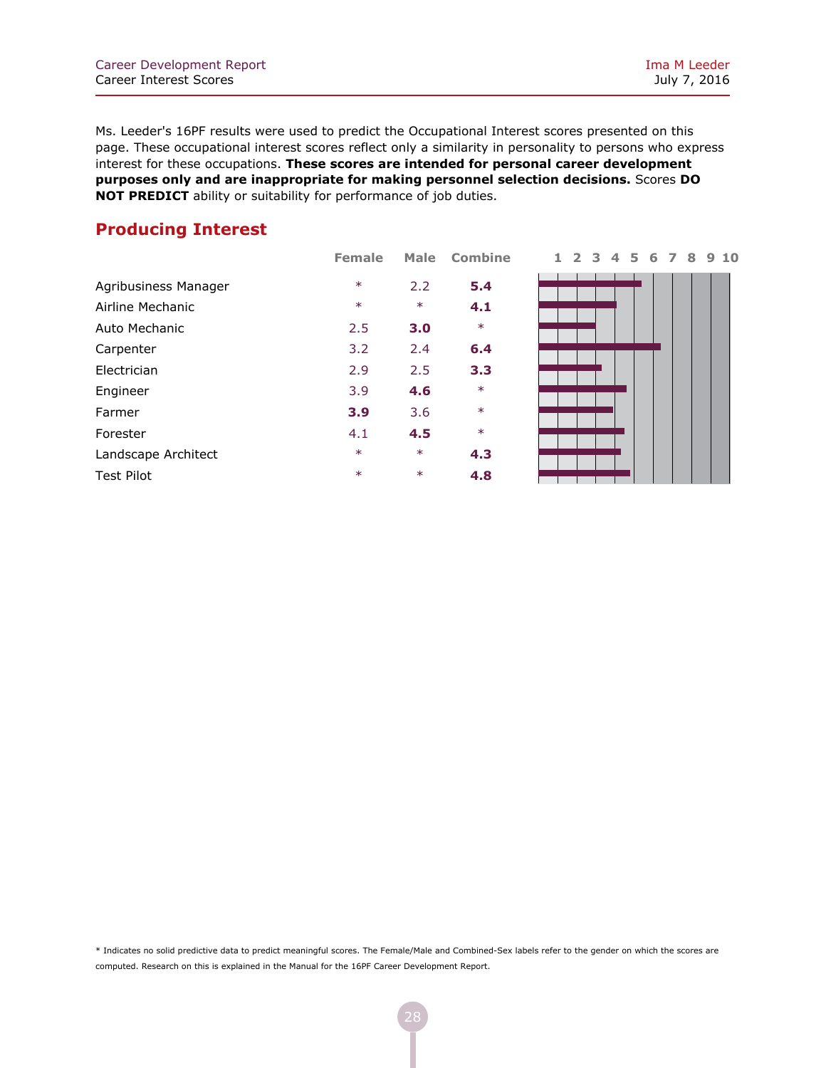Ms. Leeder's 16PF results were used to predict the Occupational Interest scores presented on this page. These occupational interest scores reflect only a similarity in personality to persons who express interest for these occupations. **These scores are intended for personal career development purposes only and are inappropriate for making personnel selection decisions.** Scores **DO NOT PREDICT** ability or suitability for performance of job duties.

## Producing Interest

| | Female | Male | Combine |
|---|---|---|---|
| Agribusiness Manager | * | 2.2 | **5.4** |
| Airline Mechanic | * | * | **4.1** |
| Auto Mechanic | 2.5 | **3.0** | * |
| Carpenter | 3.2 | 2.4 | **6.4** |
| Electrician | 2.9 | 2.5 | **3.3** |
| Engineer | 3.9 | **4.6** | * |
| Farmer | **3.9** | 3.6 | * |
| Forester | 4.1 | **4.5** | * |
| Landscape Architect | * | * | **4.3** |
| Test Pilot | * | * | **4.8** |

* Indicates no solid predictive data to predict meaningful scores. The Female/Male and Combined-Sex labels refer to the gender on which the scores are computed. Research on this is explained in the Manual for the 16PF Career Development Report.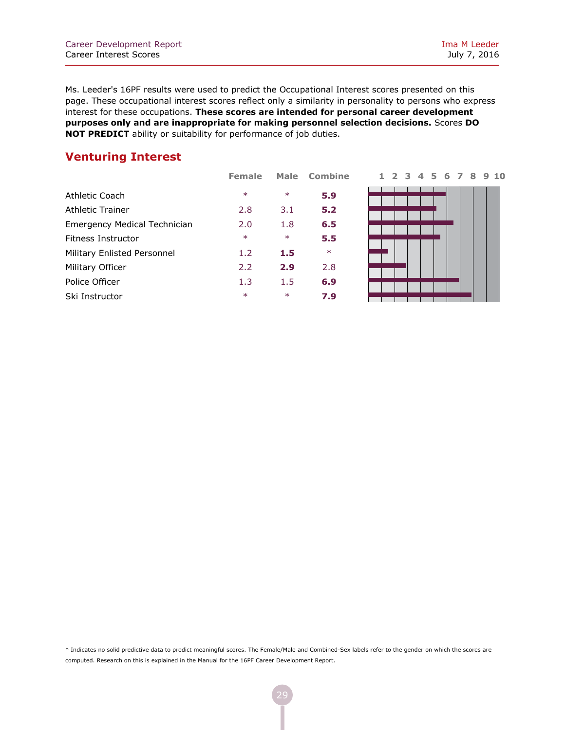Ms. Leeder's 16PF results were used to predict the Occupational Interest scores presented on this page. These occupational interest scores reflect only a similarity in personality to persons who express interest for these occupations. **These scores are intended for personal career development purposes only and are inappropriate for making personnel selection decisions.** Scores **DO NOT PREDICT** ability or suitability for performance of job duties.

## Venturing Interest

| | Female | Male | Combine |
|---|---|---|---|
| Athletic Coach | * | * | **5.9** |
| Athletic Trainer | 2.8 | 3.1 | **5.2** |
| Emergency Medical Technician | 2.0 | 1.8 | **6.5** |
| Fitness Instructor | * | * | **5.5** |
| Military Enlisted Personnel | 1.2 | **1.5** | * |
| Military Officer | 2.2 | **2.9** | 2.8 |
| Police Officer | 1.3 | 1.5 | **6.9** |
| Ski Instructor | * | * | **7.9** |

* Indicates no solid predictive data to predict meaningful scores. The Female/Male and Combined-Sex labels refer to the gender on which the scores are computed. Research on this is explained in the Manual for the 16PF Career Development Report.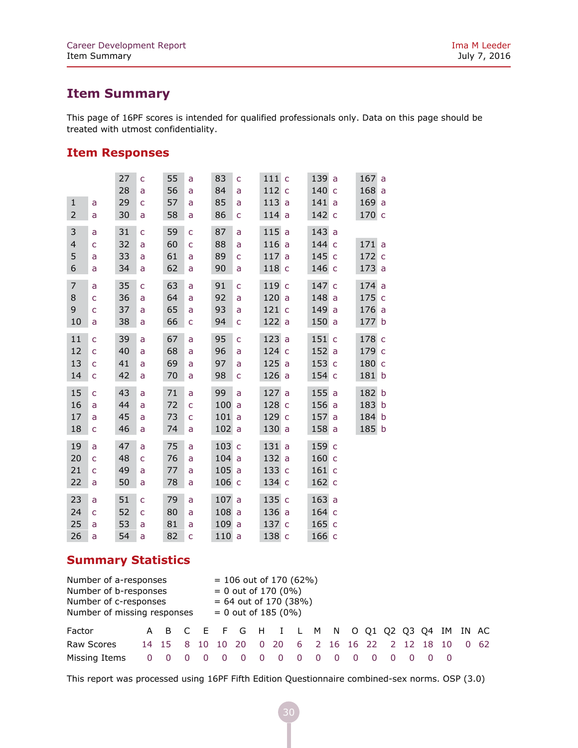## Item Summary

This page of 16PF scores is intended for qualified professionals only. Data on this page should be treated with utmost confidentiality.

## Item Responses

| | | | | | | | | | | | | | |
|---|---|---|---|---|---|---|---|---|---|---|---|---|---|
| | | 27 | c | 55 | a | 83 | c | 111 | c | 139 | a | 167 | a |
| | | 28 | a | 56 | a | 84 | a | 112 | c | 140 | c | 168 | a |
| 1 | a | 29 | c | 57 | a | 85 | a | 113 | a | 141 | a | 169 | a |
| 2 | a | 30 | a | 58 | a | 86 | c | 114 | a | 142 | c | 170 | c |
| 3 | a | 31 | c | 59 | c | 87 | a | 115 | a | 143 | a | | |
| 4 | c | 32 | a | 60 | c | 88 | a | 116 | a | 144 | c | 171 | a |
| 5 | a | 33 | a | 61 | a | 89 | c | 117 | a | 145 | c | 172 | c |
| 6 | a | 34 | a | 62 | a | 90 | a | 118 | c | 146 | c | 173 | a |
| 7 | a | 35 | c | 63 | a | 91 | c | 119 | c | 147 | c | 174 | a |
| 8 | c | 36 | a | 64 | a | 92 | a | 120 | a | 148 | a | 175 | c |
| 9 | c | 37 | a | 65 | a | 93 | a | 121 | c | 149 | a | 176 | a |
| 10 | a | 38 | a | 66 | c | 94 | c | 122 | a | 150 | a | 177 | b |
| 11 | c | 39 | a | 67 | a | 95 | c | 123 | a | 151 | c | 178 | c |
| 12 | c | 40 | a | 68 | a | 96 | a | 124 | c | 152 | a | 179 | c |
| 13 | c | 41 | a | 69 | a | 97 | a | 125 | a | 153 | c | 180 | c |
| 14 | c | 42 | a | 70 | a | 98 | c | 126 | a | 154 | c | 181 | b |
| 15 | c | 43 | a | 71 | a | 99 | a | 127 | a | 155 | a | 182 | b |
| 16 | a | 44 | a | 72 | c | 100 | a | 128 | c | 156 | a | 183 | b |
| 17 | a | 45 | a | 73 | c | 101 | a | 129 | c | 157 | a | 184 | b |
| 18 | c | 46 | a | 74 | a | 102 | a | 130 | a | 158 | a | 185 | b |
| 19 | a | 47 | a | 75 | a | 103 | c | 131 | a | 159 | c | | |
| 20 | c | 48 | c | 76 | a | 104 | a | 132 | a | 160 | c | | |
| 21 | c | 49 | a | 77 | a | 105 | a | 133 | c | 161 | c | | |
| 22 | a | 50 | a | 78 | a | 106 | c | 134 | c | 162 | c | | |
| 23 | a | 51 | c | 79 | a | 107 | a | 135 | c | 163 | a | | |
| 24 | c | 52 | c | 80 | a | 108 | a | 136 | a | 164 | c | | |
| 25 | a | 53 | a | 81 | a | 109 | a | 137 | c | 165 | c | | |
| 26 | a | 54 | a | 82 | c | 110 | a | 138 | c | 166 | c | | |

## Summary Statistics

Number of a-responses = 106 out of 170 (62%)
Number of b-responses = 0 out of 170 (0%)
Number of c-responses = 64 out of 170 (38%)
Number of missing responses = 0 out of 185 (0%)

| Factor | A | B | C | E | F | G | H | I | L | M | N | O | Q1 | Q2 | Q3 | Q4 | IM | IN | AC |
|---|---|---|---|---|---|---|---|---|---|---|---|---|---|---|---|---|---|---|---|
| Raw Scores | 14 | 15 | 8 | 10 | 10 | 20 | 0 | 20 | 6 | 2 | 16 | 16 | 22 | 2 | 12 | 18 | 10 | 0 | 62 |
| Missing Items | 0 | 0 | 0 | 0 | 0 | 0 | 0 | 0 | 0 | 0 | 0 | 0 | 0 | 0 | 0 | 0 | 0 | | |

This report was processed using 16PF Fifth Edition Questionnaire combined-sex norms. OSP (3.0)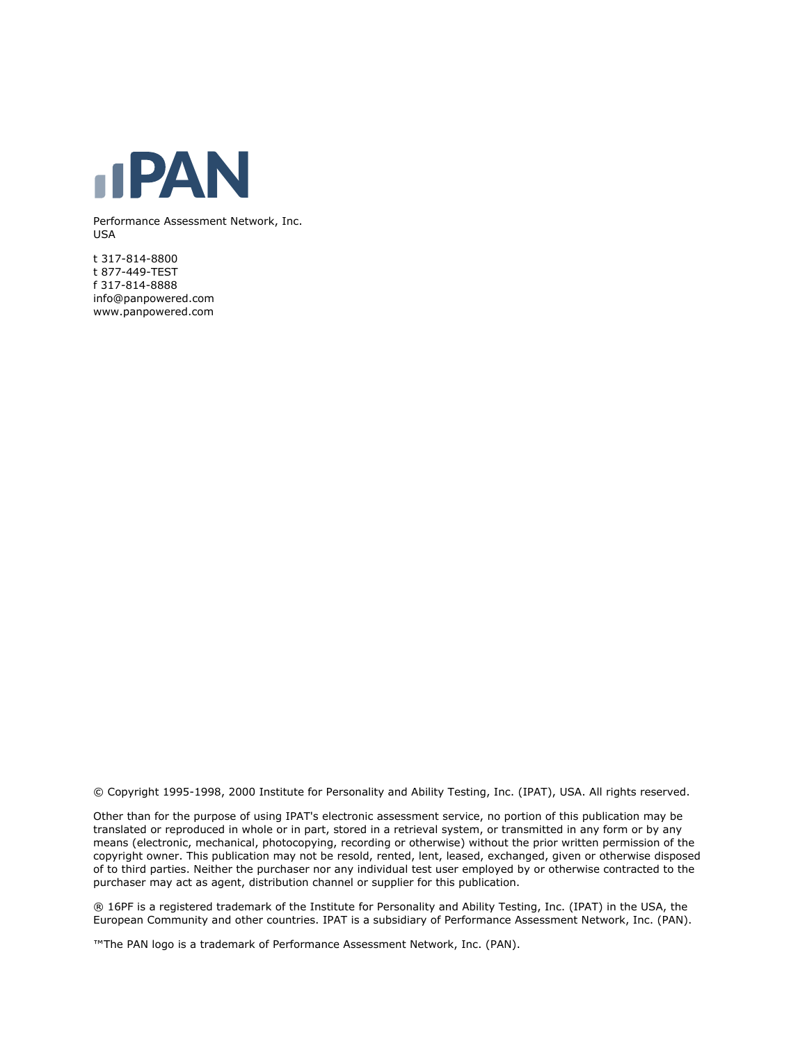PAN

Performance Assessment Network, Inc.
USA

t 317-814-8800
t 877-449-TEST
f 317-814-8888
info@panpowered.com
www.panpowered.com

© Copyright 1995-1998, 2000 Institute for Personality and Ability Testing, Inc. (IPAT), USA. All rights reserved.

Other than for the purpose of using IPAT's electronic assessment service, no portion of this publication may be translated or reproduced in whole or in part, stored in a retrieval system, or transmitted in any form or by any means (electronic, mechanical, photocopying, recording or otherwise) without the prior written permission of the copyright owner. This publication may not be resold, rented, lent, leased, exchanged, given or otherwise disposed of to third parties. Neither the purchaser nor any individual test user employed by or otherwise contracted to the purchaser may act as agent, distribution channel or supplier for this publication.

® 16PF is a registered trademark of the Institute for Personality and Ability Testing, Inc. (IPAT) in the USA, the European Community and other countries. IPAT is a subsidiary of Performance Assessment Network, Inc. (PAN).

™The PAN logo is a trademark of Performance Assessment Network, Inc. (PAN).